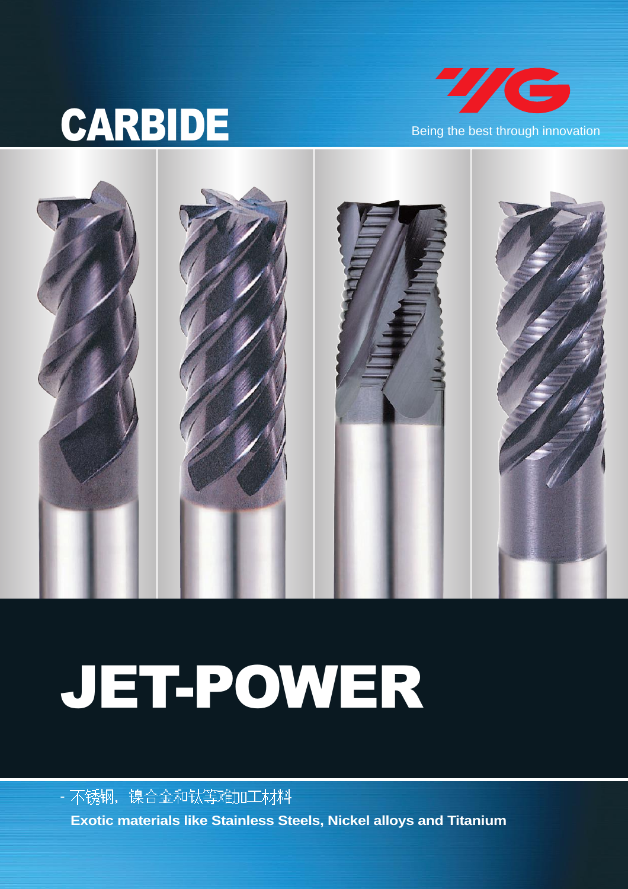CARBIDE

YG

Being the best through innovation

# JET-POWER

- 不锈钢，镍合金和钛等难加工材料

**Exotic materials like Stainless Steels, Nickel alloys and Titanium**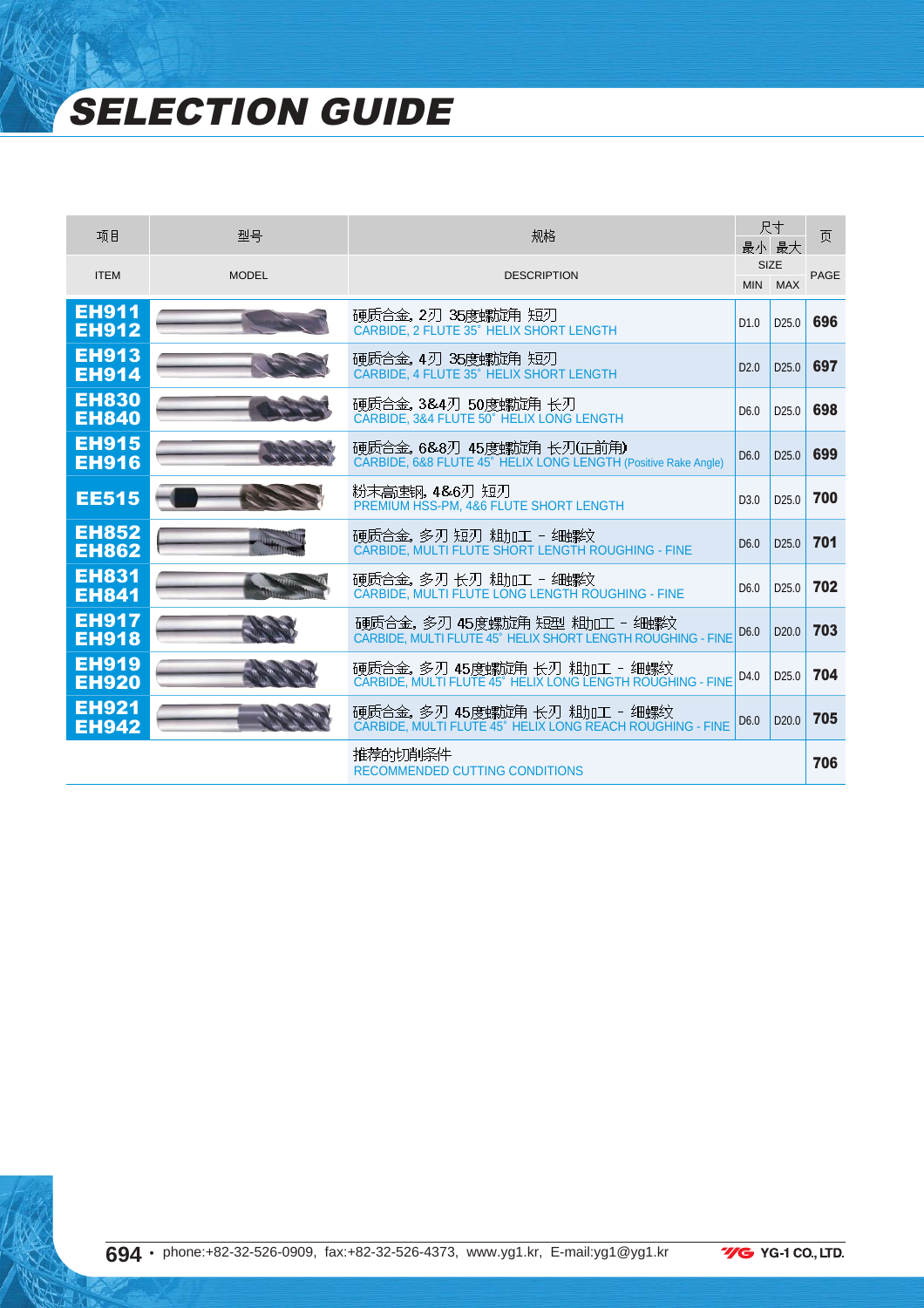# SELECTION GUIDE

| 项目 ITEM | 型号 MODEL | 规格 DESCRIPTION | 尺寸 最小 SIZE MIN | 尺寸 最大 SIZE MAX | 页 PAGE |
|---|---|---|---|---|---|
| **EH911 EH912** | | 硬质合金, 2刃 35度螺旋角 短刃<br>CARBIDE, 2 FLUTE 35° HELIX SHORT LENGTH | D1.0 | D25.0 | **696** |
| **EH913 EH914** | | 硬质合金, 4刃 35度螺旋角 短刃<br>CARBIDE, 4 FLUTE 35° HELIX SHORT LENGTH | D2.0 | D25.0 | **697** |
| **EH830 EH840** | | 硬质合金, 3&4刃 50度螺旋角 长刃<br>CARBIDE, 3&4 FLUTE 50° HELIX LONG LENGTH | D6.0 | D25.0 | **698** |
| **EH915 EH916** | | 硬质合金, 6&8刃 45度螺旋角 长刃(正前角)<br>CARBIDE, 6&8 FLUTE 45° HELIX LONG LENGTH (Positive Rake Angle) | D6.0 | D25.0 | **699** |
| **EE515** | | 粉末高速钢, 4&6刃 短刃<br>PREMIUM HSS-PM, 4&6 FLUTE SHORT LENGTH | D3.0 | D25.0 | **700** |
| **EH852 EH862** | | 硬质合金, 多刃 短刃 粗加工 – 细螺纹<br>CARBIDE, MULTI FLUTE SHORT LENGTH ROUGHING - FINE | D6.0 | D25.0 | **701** |
| **EH831 EH841** | | 硬质合金, 多刃 长刃 粗加工 – 细螺纹<br>CARBIDE, MULTI FLUTE LONG LENGTH ROUGHING - FINE | D6.0 | D25.0 | **702** |
| **EH917 EH918** | | 硬质合金, 多刃 45度螺旋角 短型 粗加工 – 细螺纹<br>CARBIDE, MULTI FLUTE 45° HELIX SHORT LENGTH ROUGHING - FINE | D6.0 | D20.0 | **703** |
| **EH919 EH920** | | 硬质合金, 多刃 45度螺旋角 长刃 粗加工 – 细螺纹<br>CARBIDE, MULTI FLUTE 45° HELIX LONG LENGTH ROUGHING - FINE | D4.0 | D25.0 | **704** |
| **EH921 EH942** | | 硬质合金, 多刃 45度螺旋角 长刃 粗加工 – 细螺纹<br>CARBIDE, MULTI FLUTE 45° HELIX LONG REACH ROUGHING - FINE | D6.0 | D20.0 | **705** |
| | | 推荐的切削条件<br>RECOMMENDED CUTTING CONDITIONS | | | **706** |

phone:+82-32-526-0909, fax:+82-32-526-4373, www.yg1.kr, E-mail:yg1@yg1.kr

YG-1 CO., LTD.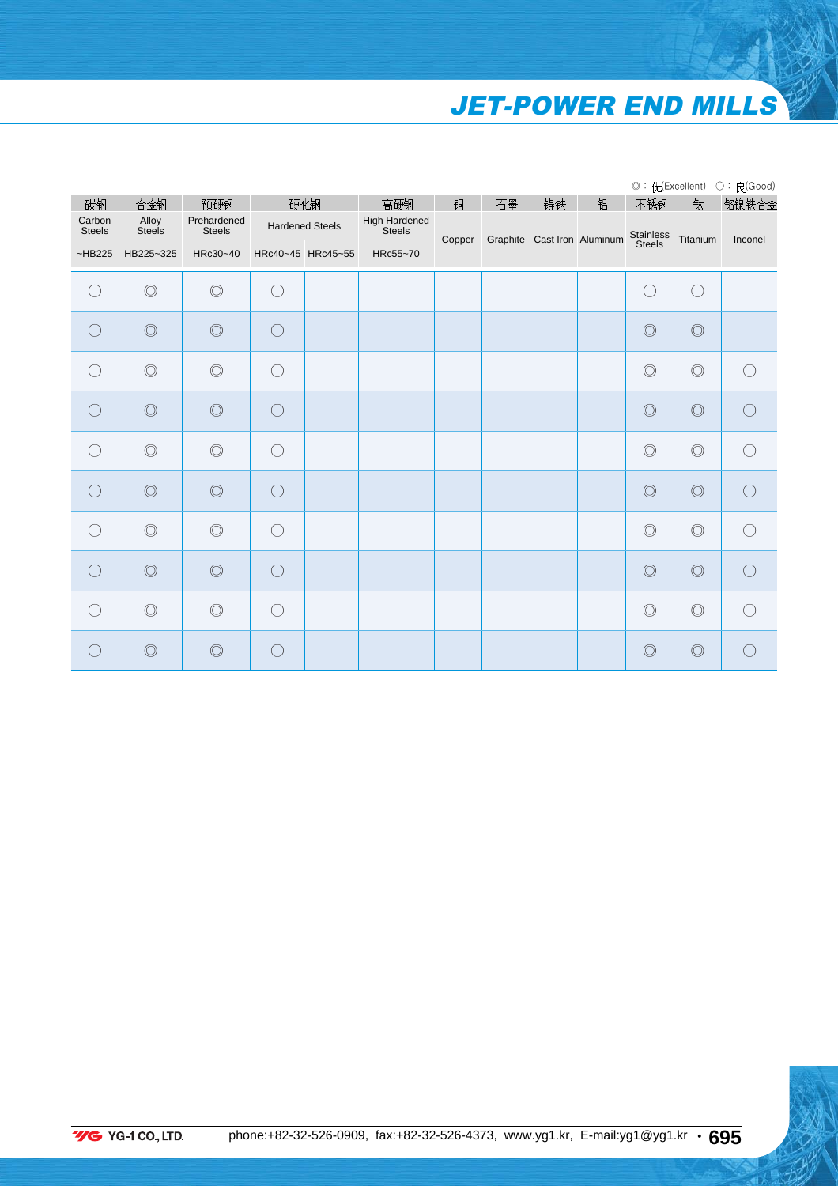# JET-POWER END MILLS

◎ : 优(Excellent) ○ : 良(Good)

| 碳钢 | 合金钢 | 预硬钢 | 硬化钢 | | 高硬钢 | 铜 | 石墨 | 铸铁 | 铝 | 不锈钢 | 钛 | 铬镍铁合金 |
|---|---|---|---|---|---|---|---|---|---|---|---|---|
| Carbon Steels | Alloy Steels | Prehardened Steels | Hardened Steels | | High Hardened Steels | Copper | Graphite | Cast Iron | Aluminum | Stainless Steels | Titanium | Inconel |
| ~HB225 | HB225~325 | HRc30~40 | HRc40~45 | HRc45~55 | HRc55~70 | | | | | | | |
| ○ | ◎ | ◎ | ○ | | | | | | | ○ | ○ | |
| ○ | ◎ | ◎ | ○ | | | | | | | ◎ | ◎ | |
| ○ | ◎ | ◎ | ○ | | | | | | | ◎ | ◎ | ○ |
| ○ | ◎ | ◎ | ○ | | | | | | | ◎ | ◎ | ○ |
| ○ | ◎ | ◎ | ○ | | | | | | | ◎ | ◎ | ○ |
| ○ | ◎ | ◎ | ○ | | | | | | | ◎ | ◎ | ○ |
| ○ | ◎ | ◎ | ○ | | | | | | | ◎ | ◎ | ○ |
| ○ | ◎ | ◎ | ○ | | | | | | | ◎ | ◎ | ○ |
| ○ | ◎ | ◎ | ○ | | | | | | | ◎ | ◎ | ○ |
| ○ | ◎ | ◎ | ○ | | | | | | | ◎ | ◎ | ○ |

YG-1 CO., LTD. phone:+82-32-526-0909, fax:+82-32-526-4373, www.yg1.kr, E-mail:yg1@yg1.kr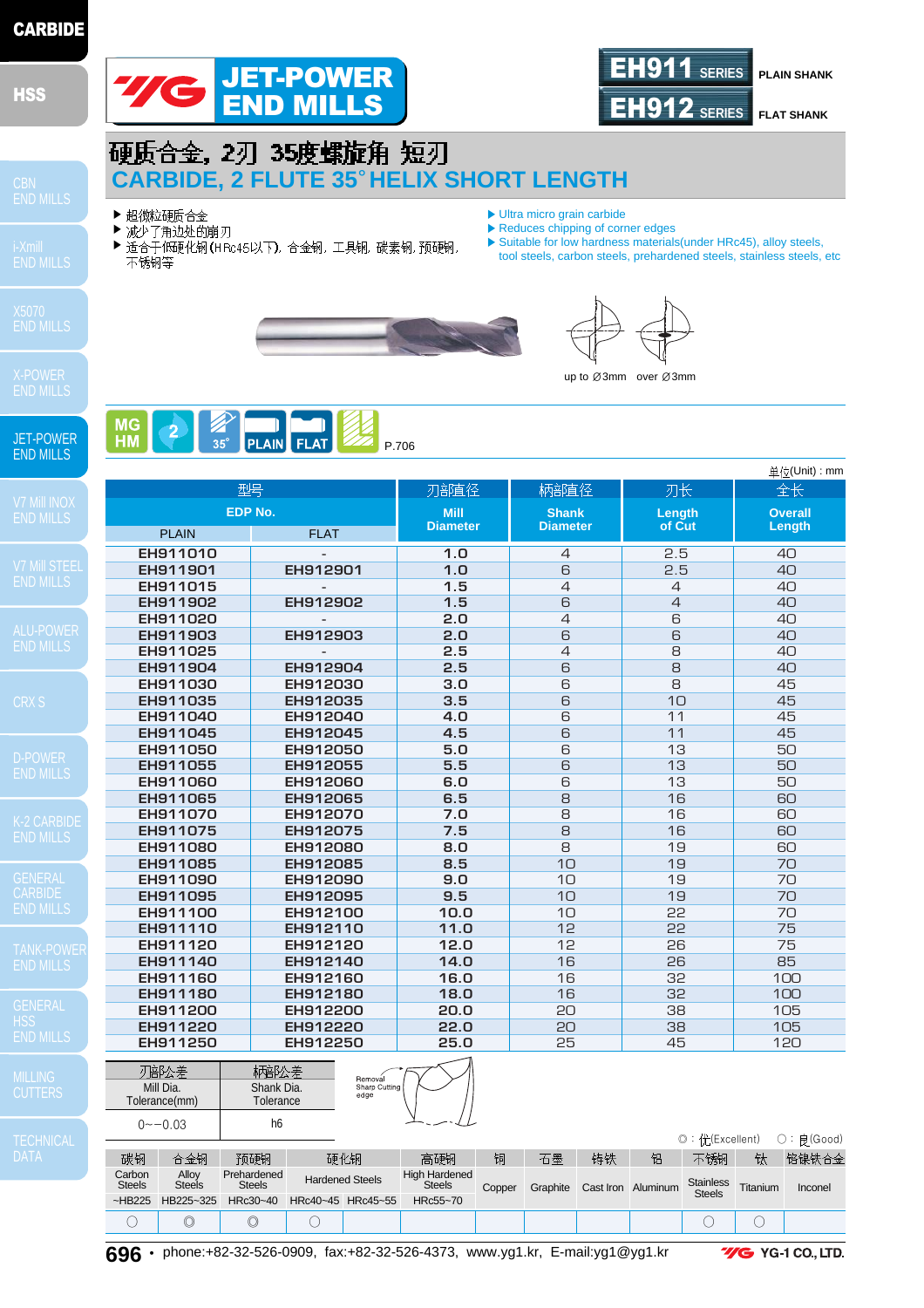# JET-POWER END MILLS

**EH911 SERIES** PLAIN SHANK
**EH912 SERIES** FLAT SHANK

## 硬质合金, 2刃 35度螺旋角 短刃
## CARBIDE, 2 FLUTE 35° HELIX SHORT LENGTH

- 超微粒硬质合金
- 减少了角边处的崩刃
- 适合于低硬化钢(HRc45以下), 合金钢, 工具钢, 碳素钢, 预硬钢, 不锈钢等

- Ultra micro grain carbide
- Reduces chipping of corner edges
- Suitable for low hardness materials(under HRc45), alloy steels, tool steels, carbon steels, prehardened steels, stainless steels, etc

up to ∅3mm　over ∅3mm

MG HM　2　35°　PLAIN　FLAT　P.706

单位(Unit) : mm

| 型号 EDP No. PLAIN | FLAT | 刃部直径 Mill Diameter | 柄部直径 Shank Diameter | 刃长 Length of Cut | 全长 Overall Length |
|---|---|---|---|---|---|
| EH911010 | - | 1.0 | 4 | 2.5 | 40 |
| EH911901 | EH912901 | 1.0 | 6 | 2.5 | 40 |
| EH911015 | - | 1.5 | 4 | 4 | 40 |
| EH911902 | EH912902 | 1.5 | 6 | 4 | 40 |
| EH911020 | - | 2.0 | 4 | 6 | 40 |
| EH911903 | EH912903 | 2.0 | 6 | 6 | 40 |
| EH911025 | - | 2.5 | 4 | 8 | 40 |
| EH911904 | EH912904 | 2.5 | 6 | 8 | 40 |
| EH911030 | EH912030 | 3.0 | 6 | 8 | 45 |
| EH911035 | EH912035 | 3.5 | 6 | 10 | 45 |
| EH911040 | EH912040 | 4.0 | 6 | 11 | 45 |
| EH911045 | EH912045 | 4.5 | 6 | 11 | 45 |
| EH911050 | EH912050 | 5.0 | 6 | 13 | 50 |
| EH911055 | EH912055 | 5.5 | 6 | 13 | 50 |
| EH911060 | EH912060 | 6.0 | 6 | 13 | 50 |
| EH911065 | EH912065 | 6.5 | 8 | 16 | 60 |
| EH911070 | EH912070 | 7.0 | 8 | 16 | 60 |
| EH911075 | EH912075 | 7.5 | 8 | 16 | 60 |
| EH911080 | EH912080 | 8.0 | 8 | 19 | 60 |
| EH911085 | EH912085 | 8.5 | 10 | 19 | 70 |
| EH911090 | EH912090 | 9.0 | 10 | 19 | 70 |
| EH911095 | EH912095 | 9.5 | 10 | 19 | 70 |
| EH911100 | EH912100 | 10.0 | 10 | 22 | 70 |
| EH911110 | EH912110 | 11.0 | 12 | 22 | 75 |
| EH911120 | EH912120 | 12.0 | 12 | 26 | 75 |
| EH911140 | EH912140 | 14.0 | 16 | 26 | 85 |
| EH911160 | EH912160 | 16.0 | 16 | 32 | 100 |
| EH911180 | EH912180 | 18.0 | 16 | 32 | 100 |
| EH911200 | EH912200 | 20.0 | 20 | 38 | 105 |
| EH911220 | EH912220 | 22.0 | 20 | 38 | 105 |
| EH911250 | EH912250 | 25.0 | 25 | 45 | 120 |

| 刃部公差 Mill Dia. Tolerance(mm) | 柄部公差 Shank Dia. Tolerance |
|---|---|
| 0~−0.03 | h6 |

Removal Sharp Cutting edge

◎ : 优(Excellent)　○ : 良(Good)

| 碳钢 Carbon Steels ~HB225 | 合金钢 Alloy Steels HB225~325 | 预硬钢 Prehardened Steels HRc30~40 | 硬化钢 Hardened Steels HRc40~45 | 硬化钢 Hardened Steels HRc45~55 | 高硬钢 High Hardened Steels HRc55~70 | 铜 Copper | 石墨 Graphite | 铸铁 Cast Iron | 铝 Aluminum | 不锈钢 Stainless Steels | 钛 Titanium | 铬镍铁合金 Inconel |
|---|---|---|---|---|---|---|---|---|---|---|---|---|
| ○ | ◎ | ◎ | ○ | | | | | | | ○ | ○ | |

phone:+82-32-526-0909, fax:+82-32-526-4373, www.yg1.kr, E-mail:yg1@yg1.kr　YG-1 CO., LTD.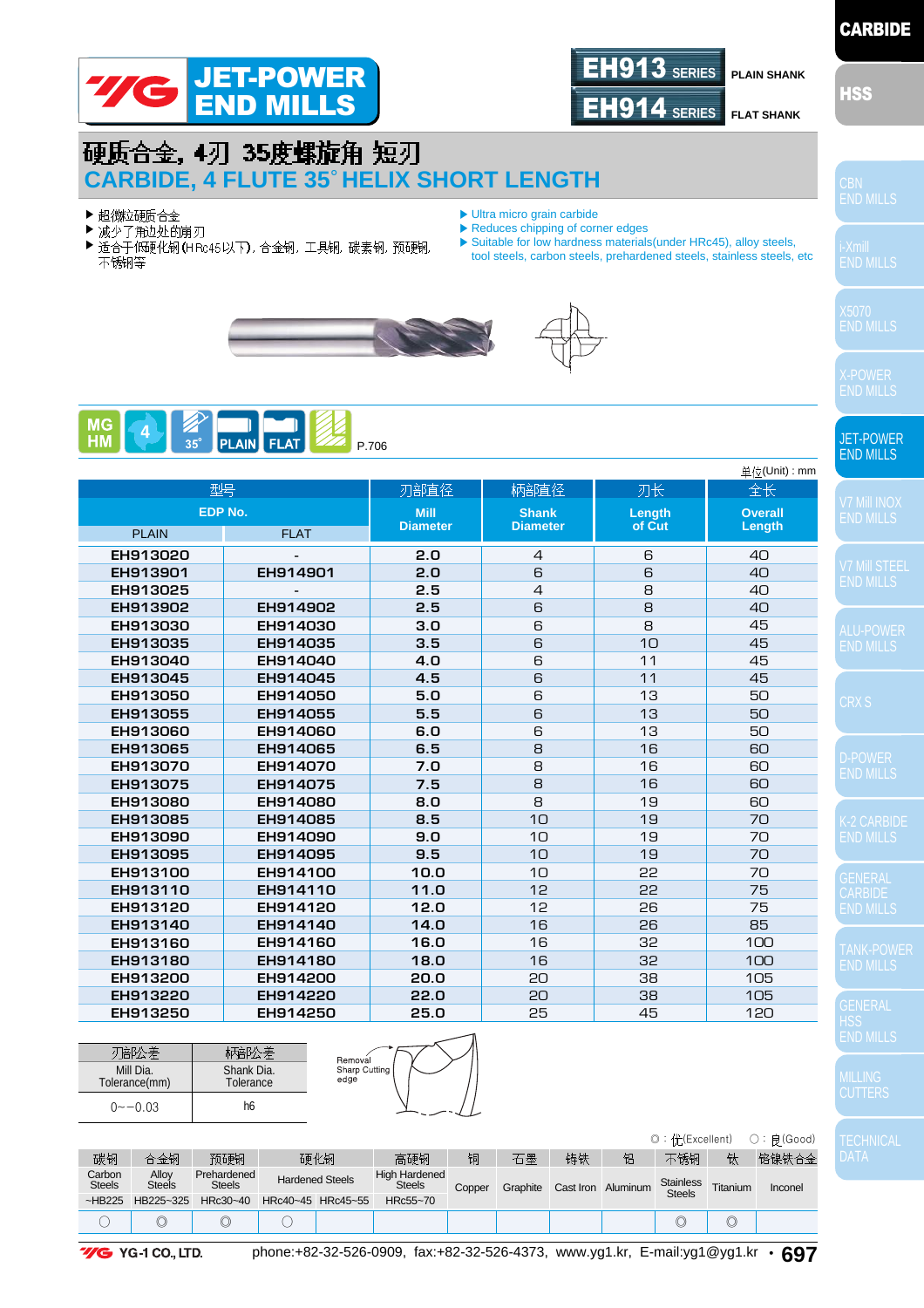# YG JET-POWER END MILLS

**EH913 SERIES** PLAIN SHANK
**EH914 SERIES** FLAT SHANK

## 硬质合金, 4刃 35度螺旋角 短刃
## CARBIDE, 4 FLUTE 35° HELIX SHORT LENGTH

- 超微粒硬质合金
- 减少了角边处的崩刃
- 适合于低硬化钢(HRc45以下), 合金钢, 工具钢, 碳素钢, 预硬钢, 不锈钢等

- Ultra micro grain carbide
- Reduces chipping of corner edges
- Suitable for low hardness materials(under HRc45), alloy steels, tool steels, carbon steels, prehardened steels, stainless steels, etc

MG HM | 4 | 35° | PLAIN | FLAT | P.706

单位(Unit) : mm

| 型号 EDP No. PLAIN | FLAT | 刃部直径 Mill Diameter | 柄部直径 Shank Diameter | 刃长 Length of Cut | 全长 Overall Length |
|---|---|---|---|---|---|
| EH913020 | - | 2.0 | 4 | 6 | 40 |
| EH913901 | EH914901 | 2.0 | 6 | 6 | 40 |
| EH913025 | - | 2.5 | 4 | 8 | 40 |
| EH913902 | EH914902 | 2.5 | 6 | 8 | 40 |
| EH913030 | EH914030 | 3.0 | 6 | 8 | 45 |
| EH913035 | EH914035 | 3.5 | 6 | 10 | 45 |
| EH913040 | EH914040 | 4.0 | 6 | 11 | 45 |
| EH913045 | EH914045 | 4.5 | 6 | 11 | 45 |
| EH913050 | EH914050 | 5.0 | 6 | 13 | 50 |
| EH913055 | EH914055 | 5.5 | 6 | 13 | 50 |
| EH913060 | EH914060 | 6.0 | 6 | 13 | 50 |
| EH913065 | EH914065 | 6.5 | 8 | 16 | 60 |
| EH913070 | EH914070 | 7.0 | 8 | 16 | 60 |
| EH913075 | EH914075 | 7.5 | 8 | 16 | 60 |
| EH913080 | EH914080 | 8.0 | 8 | 19 | 60 |
| EH913085 | EH914085 | 8.5 | 10 | 19 | 70 |
| EH913090 | EH914090 | 9.0 | 10 | 19 | 70 |
| EH913095 | EH914095 | 9.5 | 10 | 19 | 70 |
| EH913100 | EH914100 | 10.0 | 10 | 22 | 70 |
| EH913110 | EH914110 | 11.0 | 12 | 22 | 75 |
| EH913120 | EH914120 | 12.0 | 12 | 26 | 75 |
| EH913140 | EH914140 | 14.0 | 16 | 26 | 85 |
| EH913160 | EH914160 | 16.0 | 16 | 32 | 100 |
| EH913180 | EH914180 | 18.0 | 16 | 32 | 100 |
| EH913200 | EH914200 | 20.0 | 20 | 38 | 105 |
| EH913220 | EH914220 | 22.0 | 20 | 38 | 105 |
| EH913250 | EH914250 | 25.0 | 25 | 45 | 120 |

| 刃部公差 Mill Dia. Tolerance(mm) | 柄部公差 Shank Dia. Tolerance |
|---|---|
| 0~-0.03 | h6 |

Removal Sharp Cutting edge

◎ : 优(Excellent)　○ : 良(Good)

| 碳钢 Carbon Steels | 合金钢 Alloy Steels | 预硬钢 Prehardened Steels | 硬化钢 Hardened Steels | | 高硬钢 High Hardened Steels | 铜 Copper | 石墨 Graphite | 铸铁 Cast Iron | 铝 Aluminum | 不锈钢 Stainless Steels | 钛 Titanium | 铬镍铁合金 Inconel |
|---|---|---|---|---|---|---|---|---|---|---|---|---|
| ~HB225 | HB225~325 | HRc30~40 | HRc40~45 | HRc45~55 | HRc55~70 | | | | | | | |
| ○ | ◎ | ◎ | ○ | | | | | | | ◎ | ◎ | |

YG-1 CO., LTD. phone:+82-32-526-0909, fax:+82-32-526-4373, www.yg1.kr, E-mail:yg1@yg1.kr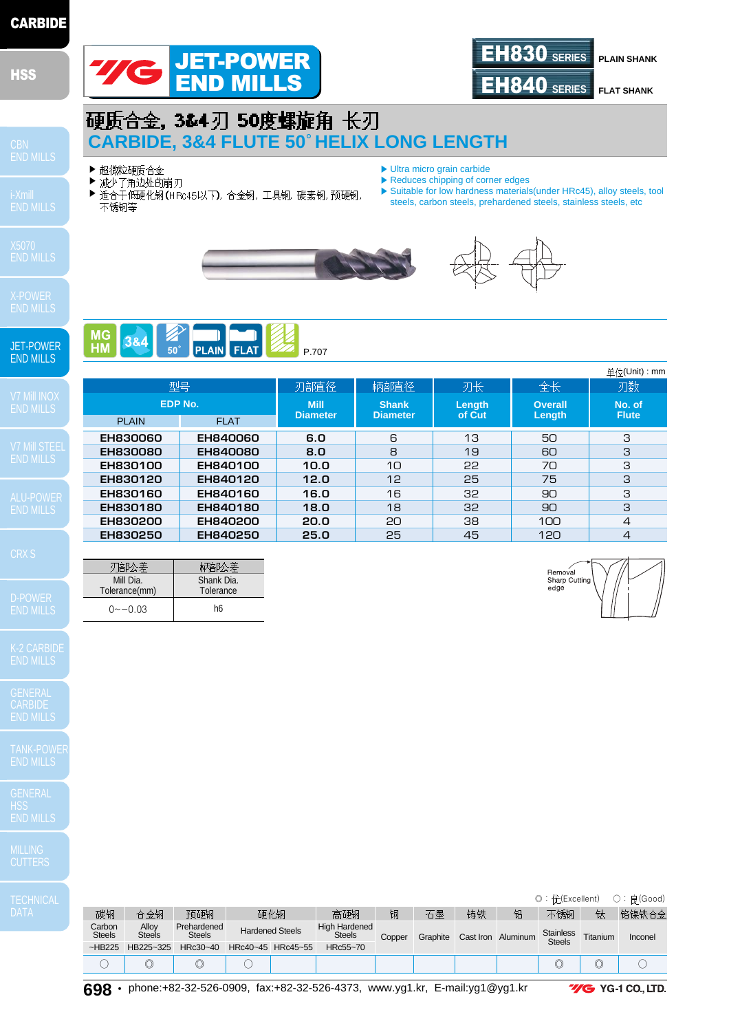# JET-POWER END MILLS

**EH830 SERIES** PLAIN SHANK
**EH840 SERIES** FLAT SHANK

## 硬质合金, 3&4刃 50度螺旋角 长刃
## CARBIDE, 3&4 FLUTE 50° HELIX LONG LENGTH

- 超微粒硬质合金
- 减少了角边处的崩刃
- 适合于低硬化钢(HRc45以下), 合金钢, 工具钢, 碳素钢, 预硬钢, 不锈钢等

- Ultra micro grain carbide
- Reduces chipping of corner edges
- Suitable for low hardness materials(under HRc45), alloy steels, tool steels, carbon steels, prehardened steels, stainless steels, etc

MG HM | 3&4 | 50° | PLAIN | FLAT | P.707

单位(Unit) : mm

| 型号 EDP No. PLAIN | FLAT | 刃部直径 Mill Diameter | 柄部直径 Shank Diameter | 刃长 Length of Cut | 全长 Overall Length | 刃数 No. of Flute |
|---|---|---|---|---|---|---|
| EH830060 | EH840060 | 6.0 | 6 | 13 | 50 | 3 |
| EH830080 | EH840080 | 8.0 | 8 | 19 | 60 | 3 |
| EH830100 | EH840100 | 10.0 | 10 | 22 | 70 | 3 |
| EH830120 | EH840120 | 12.0 | 12 | 25 | 75 | 3 |
| EH830160 | EH840160 | 16.0 | 16 | 32 | 90 | 3 |
| EH830180 | EH840180 | 18.0 | 18 | 32 | 90 | 3 |
| EH830200 | EH840200 | 20.0 | 20 | 38 | 100 | 4 |
| EH830250 | EH840250 | 25.0 | 25 | 45 | 120 | 4 |

| 刃部公差 Mill Dia. Tolerance(mm) | 柄部公差 Shank Dia. Tolerance |
|---|---|
| 0~−0.03 | h6 |

Removal Sharp Cutting edge

◎ : 优(Excellent)　○ : 良(Good)

| 碳钢 Carbon Steels | 合金钢 Alloy Steels | 预硬钢 Prehardened Steels | 硬化钢 Hardened Steels | | 高硬钢 High Hardened Steels | 铜 Copper | 石墨 Graphite | 铸铁 Cast Iron | 铝 Aluminum | 不锈钢 Stainless Steels | 钛 Titanium | 铬镍铁合金 Inconel |
|---|---|---|---|---|---|---|---|---|---|---|---|---|
| ~HB225 | HB225~325 | HRc30~40 | HRc40~45 | HRc45~55 | HRc55~70 | | | | | | | |
| ○ | ◎ | ◎ | ○ | | | | | | | ◎ | ◎ | ○ |

phone:+82-32-526-0909, fax:+82-32-526-4373, www.yg1.kr, E-mail:yg1@yg1.kr　YG-1 CO., LTD.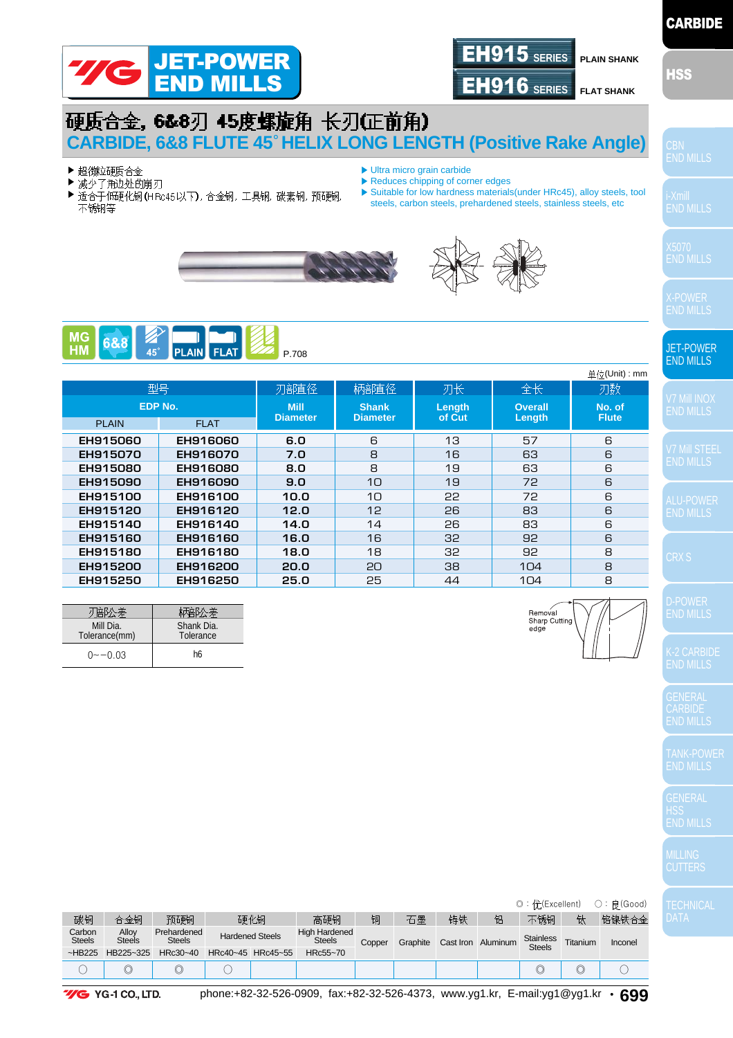# JET-POWER END MILLS

**EH915 SERIES** PLAIN SHANK
**EH916 SERIES** FLAT SHANK

## 硬质合金，6&8刃 45度螺旋角 长刃(正前角)
## CARBIDE, 6&8 FLUTE 45˚ HELIX LONG LENGTH (Positive Rake Angle)

- 超微粒硬质合金
- 减少了角边处的崩刃
- 适合于低硬化钢(HRc45以下)，合金钢，工具钢，碳素钢，预硬钢，不锈钢等

- Ultra micro grain carbide
- Reduces chipping of corner edges
- Suitable for low hardness materials(under HRc45), alloy steels, tool steels, carbon steels, prehardened steels, stainless steels, etc

MG HM | 6&8 | 45˚ | PLAIN | FLAT | P.708

单位(Unit) : mm

| 型号 EDP No. PLAIN | FLAT | 刃部直径 Mill Diameter | 柄部直径 Shank Diameter | 刃长 Length of Cut | 全长 Overall Length | 刃数 No. of Flute |
|---|---|---|---|---|---|---|
| EH915060 | EH916060 | 6.0 | 6 | 13 | 57 | 6 |
| EH915070 | EH916070 | 7.0 | 8 | 16 | 63 | 6 |
| EH915080 | EH916080 | 8.0 | 8 | 19 | 63 | 6 |
| EH915090 | EH916090 | 9.0 | 10 | 19 | 72 | 6 |
| EH915100 | EH916100 | 10.0 | 10 | 22 | 72 | 6 |
| EH915120 | EH916120 | 12.0 | 12 | 26 | 83 | 6 |
| EH915140 | EH916140 | 14.0 | 14 | 26 | 83 | 6 |
| EH915160 | EH916160 | 16.0 | 16 | 32 | 92 | 6 |
| EH915180 | EH916180 | 18.0 | 18 | 32 | 92 | 8 |
| EH915200 | EH916200 | 20.0 | 20 | 38 | 104 | 8 |
| EH915250 | EH916250 | 25.0 | 25 | 44 | 104 | 8 |

| 刃部公差 Mill Dia. Tolerance(mm) | 柄部公差 Shank Dia. Tolerance |
|---|---|
| 0~−0.03 | h6 |

Removal Sharp Cutting edge

◎ : 优(Excellent)　○ : 良(Good)

| 碳钢 Carbon Steels ~HB225 | 合金钢 Alloy Steels HB225~325 | 预硬钢 Prehardened Steels HRc30~40 | 硬化钢 Hardened Steels HRc40~45 | 硬化钢 Hardened Steels HRc45~55 | 高硬钢 High Hardened Steels HRc55~70 | 铜 Copper | 石墨 Graphite | 铸铁 Cast Iron | 铝 Aluminum | 不锈钢 Stainless Steels | 钛 Titanium | 铬镍铁合金 Inconel |
|---|---|---|---|---|---|---|---|---|---|---|---|---|
| ○ | ◎ | ◎ | ○ | | | | | | | ◎ | ◎ | ○ |

YG-1 CO., LTD. phone:+82-32-526-0909, fax:+82-32-526-4373, www.yg1.kr, E-mail:yg1@yg1.kr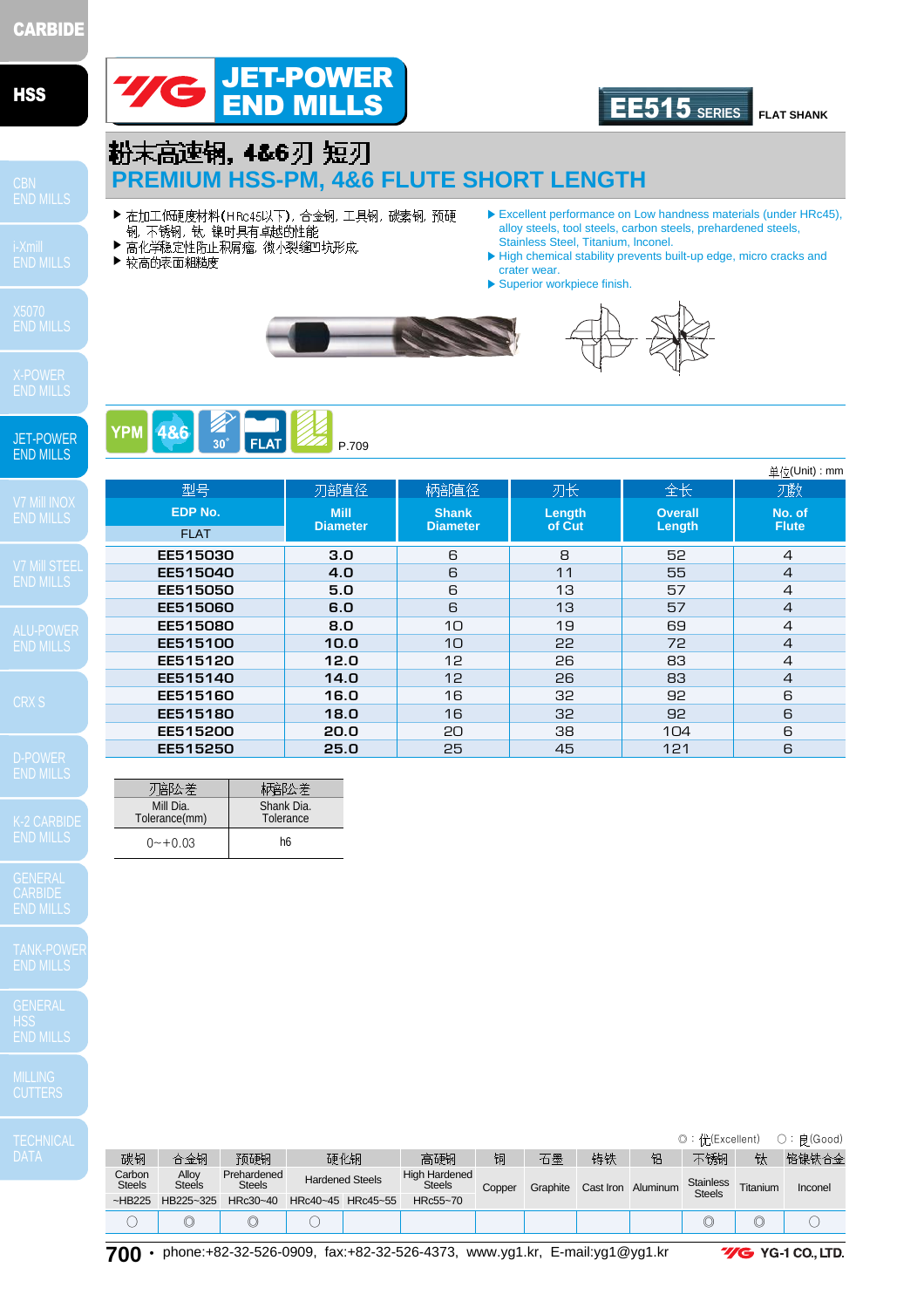# JET-POWER END MILLS

**EE515 SERIES** FLAT SHANK

## 粉末高速钢, 4&6刃 短刃
## PREMIUM HSS-PM, 4&6 FLUTE SHORT LENGTH

- 在加工低硬度材料(HRc45以下), 合金钢, 工具钢, 碳素钢, 预硬钢, 不锈钢, 钛, 镍时具有卓越的性能
- 高化学稳定性防止积屑瘤, 微小裂缝凹坑形成.
- 较高的表面粗糙度

- Excellent performance on Low handness materials (under HRc45), alloy steels, tool steels, carbon steels, prehardened steels, Stainless Steel, Titanium, Inconel.
- High chemical stability prevents built-up edge, micro cracks and crater wear.
- Superior workpiece finish.

YPM | 4&6 | 30° | FLAT | P.709

单位(Unit) : mm

| 型号 EDP No. FLAT | 刃部直径 Mill Diameter | 柄部直径 Shank Diameter | 刃长 Length of Cut | 全长 Overall Length | 刃数 No. of Flute |
|---|---|---|---|---|---|
| EE515030 | 3.0 | 6 | 8 | 52 | 4 |
| EE515040 | 4.0 | 6 | 11 | 55 | 4 |
| EE515050 | 5.0 | 6 | 13 | 57 | 4 |
| EE515060 | 6.0 | 6 | 13 | 57 | 4 |
| EE515080 | 8.0 | 10 | 19 | 69 | 4 |
| EE515100 | 10.0 | 10 | 22 | 72 | 4 |
| EE515120 | 12.0 | 12 | 26 | 83 | 4 |
| EE515140 | 14.0 | 12 | 26 | 83 | 4 |
| EE515160 | 16.0 | 16 | 32 | 92 | 6 |
| EE515180 | 18.0 | 16 | 32 | 92 | 6 |
| EE515200 | 20.0 | 20 | 38 | 104 | 6 |
| EE515250 | 25.0 | 25 | 45 | 121 | 6 |

| 刃部公差 Mill Dia. Tolerance(mm) | 柄部公差 Shank Dia. Tolerance |
|---|---|
| 0~+0.03 | h6 |

◎ : 优(Excellent) ○ : 良(Good)

| 碳钢 Carbon Steels | 合金钢 Alloy Steels | 预硬钢 Prehardened Steels | 硬化钢 Hardened Steels | | 高硬钢 High Hardened Steels | 铜 Copper | 石墨 Graphite | 铸铁 Cast Iron | 铝 Aluminum | 不锈钢 Stainless Steels | 钛 Titanium | 铬镍铁合金 Inconel |
|---|---|---|---|---|---|---|---|---|---|---|---|---|
| ~HB225 | HB225~325 | HRc30~40 | HRc40~45 | HRc45~55 | HRc55~70 | | | | | | | |
| ○ | ◎ | ◎ | ○ | | | | | | | ◎ | ◎ | ○ |

phone:+82-32-526-0909, fax:+82-32-526-4373, www.yg1.kr, E-mail:yg1@yg1.kr

YG-1 CO., LTD.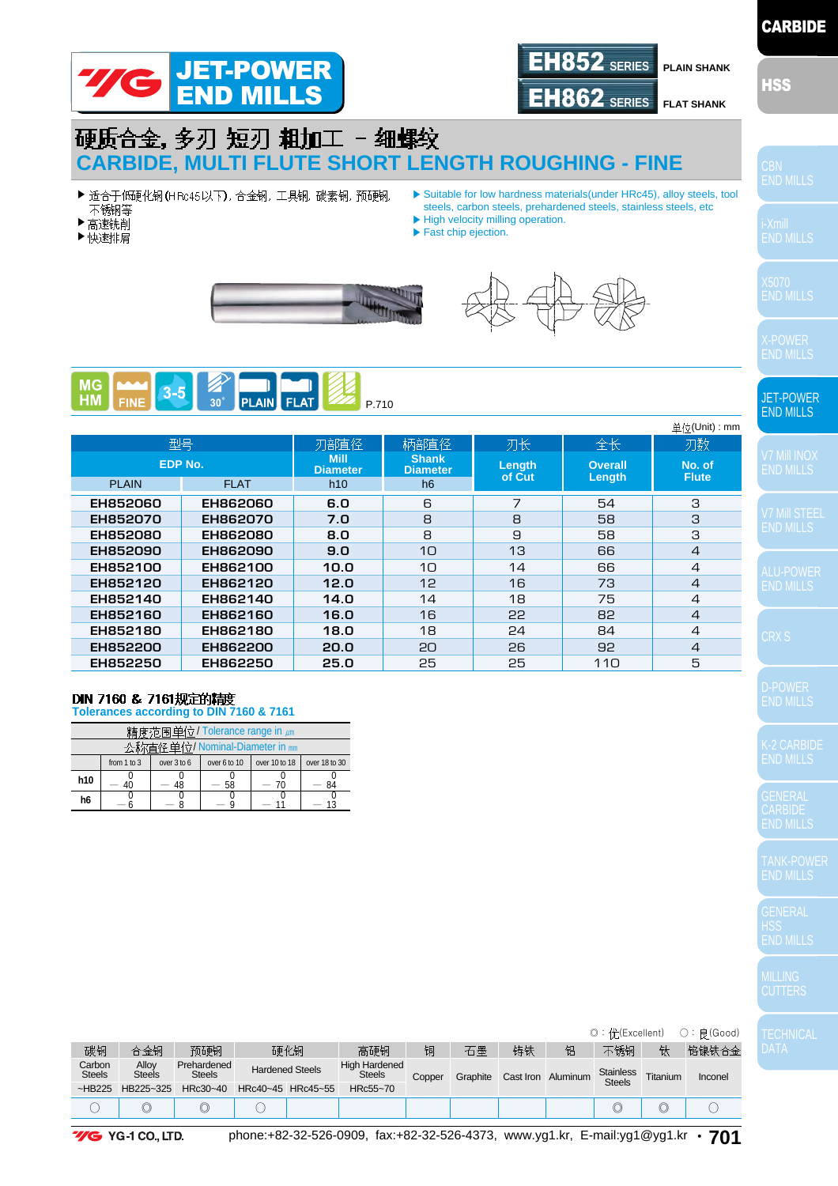# JET-POWER END MILLS

**EH852 SERIES** PLAIN SHANK
**EH862 SERIES** FLAT SHANK

## 硬质合金，多刃 短刃 粗加工 － 细螺纹
## CARBIDE, MULTI FLUTE SHORT LENGTH ROUGHING - FINE

- 适合于低硬化钢(HRc45以下)，合金钢，工具钢，碳素钢，预硬钢，不锈钢等
- 高速铣削
- 快速排屑

- Suitable for low hardness materials(under HRc45), alloy steels, tool steels, carbon steels, prehardened steels, stainless steels, etc
- High velocity milling operation.
- Fast chip ejection.

MG HM | FINE | 3-5 | 30° | PLAIN | FLAT | P.710

单位(Unit) : mm

| 型号 EDP No. PLAIN | FLAT | 刃部直径 Mill Diameter h10 | 柄部直径 Shank Diameter h6 | 刃长 Length of Cut | 全长 Overall Length | 刃数 No. of Flute |
|---|---|---|---|---|---|---|
| EH852060 | EH862060 | 6.0 | 6 | 7 | 54 | 3 |
| EH852070 | EH862070 | 7.0 | 8 | 8 | 58 | 3 |
| EH852080 | EH862080 | 8.0 | 8 | 9 | 58 | 3 |
| EH852090 | EH862090 | 9.0 | 10 | 13 | 66 | 4 |
| EH852100 | EH862100 | 10.0 | 10 | 14 | 66 | 4 |
| EH852120 | EH862120 | 12.0 | 12 | 16 | 73 | 4 |
| EH852140 | EH862140 | 14.0 | 14 | 18 | 75 | 4 |
| EH852160 | EH862160 | 16.0 | 16 | 22 | 82 | 4 |
| EH852180 | EH862180 | 18.0 | 18 | 24 | 84 | 4 |
| EH852200 | EH862200 | 20.0 | 20 | 26 | 92 | 4 |
| EH852250 | EH862250 | 25.0 | 25 | 25 | 110 | 5 |

### DIN 7160 & 7161规定的精度
### Tolerances according to DIN 7160 & 7161

精度范围单位/ Tolerance range in ㎛
公称直径单位/ Nominal-Diameter in ㎜

| | from 1 to 3 | over 3 to 6 | over 6 to 10 | over 10 to 18 | over 18 to 30 |
|---|---|---|---|---|---|
| h10 | 0 / −40 | 0 / −48 | 0 / −58 | 0 / −70 | 0 / −84 |
| h6 | 0 / −6 | 0 / −8 | 0 / −9 | 0 / −11 | 0 / −13 |

◎ : 优(Excellent) ○ : 良(Good)

| 碳钢 Carbon Steels | 合金钢 Alloy Steels | 预硬钢 Prehardened Steels | 硬化钢 Hardened Steels | | 高硬钢 High Hardened Steels | 铜 Copper | 石墨 Graphite | 铸铁 Cast Iron | 铝 Aluminum | 不锈钢 Stainless Steels | 钛 Titanium | 铬镍铁合金 Inconel |
|---|---|---|---|---|---|---|---|---|---|---|---|---|
| ~HB225 | HB225~325 | HRc30~40 | HRc40~45 | HRc45~55 | HRc55~70 | | | | | | | |
| ○ | ◎ | ◎ | ○ | | | | | | | ◎ | ◎ | ○ |

YG-1 CO., LTD. phone:+82-32-526-0909, fax:+82-32-526-4373, www.yg1.kr, E-mail:yg1@yg1.kr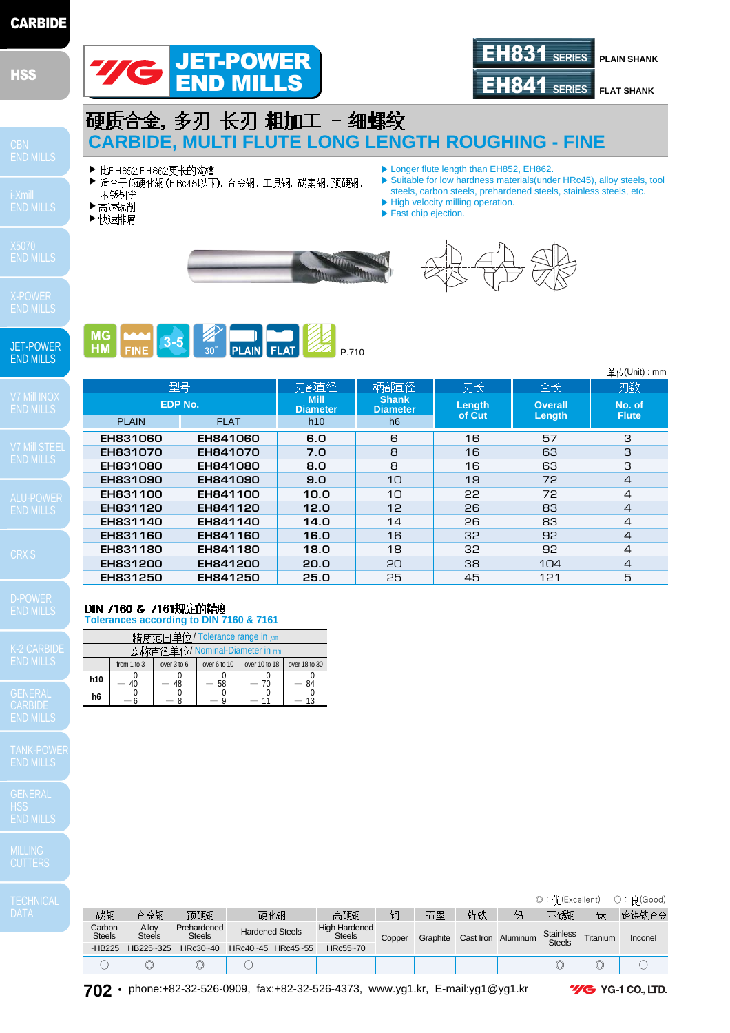# YG JET-POWER END MILLS

**EH831 SERIES** PLAIN SHANK
**EH841 SERIES** FLAT SHANK

## 硬质合金，多刃 长刃 粗加工 - 细螺纹
## CARBIDE, MULTI FLUTE LONG LENGTH ROUGHING - FINE

- ▶ 比EH852,EH862更长的沟槽
- ▶ 适合于低硬化钢(HRc45以下)，合金钢，工具钢，碳素钢，预硬钢，不锈钢等
- ▶ 高速铣削
- ▶ 快速排屑

- ▶ Longer flute length than EH852, EH862.
- ▶ Suitable for low hardness materials(under HRc45), alloy steels, tool steels, carbon steels, prehardened steels, stainless steels, etc.
- ▶ High velocity milling operation.
- ▶ Fast chip ejection.

MG HM | FINE | 3-5 | 30° | PLAIN | FLAT | P.710

单位(Unit) : mm

| 型号 EDP No. PLAIN | 型号 EDP No. FLAT | 刃部直径 Mill Diameter h10 | 柄部直径 Shank Diameter h6 | 刃长 Length of Cut | 全长 Overall Length | 刃数 No. of Flute |
|---|---|---|---|---|---|---|
| EH831060 | EH841060 | 6.0 | 6 | 16 | 57 | 3 |
| EH831070 | EH841070 | 7.0 | 8 | 16 | 63 | 3 |
| EH831080 | EH841080 | 8.0 | 8 | 16 | 63 | 3 |
| EH831090 | EH841090 | 9.0 | 10 | 19 | 72 | 4 |
| EH831100 | EH841100 | 10.0 | 10 | 22 | 72 | 4 |
| EH831120 | EH841120 | 12.0 | 12 | 26 | 83 | 4 |
| EH831140 | EH841140 | 14.0 | 14 | 26 | 83 | 4 |
| EH831160 | EH841160 | 16.0 | 16 | 32 | 92 | 4 |
| EH831180 | EH841180 | 18.0 | 18 | 32 | 92 | 4 |
| EH831200 | EH841200 | 20.0 | 20 | 38 | 104 | 4 |
| EH831250 | EH841250 | 25.0 | 25 | 45 | 121 | 5 |

### DIN 7160 & 7161规定的精度
### Tolerances according to DIN 7160 & 7161

精度范围单位/ Tolerance range in ㎛
公称直径单位/ Nominal-Diameter in ㎜

| | from 1 to 3 | over 3 to 6 | over 6 to 10 | over 10 to 18 | over 18 to 30 |
|---|---|---|---|---|---|
| h10 | 0 / −40 | 0 / −48 | 0 / −58 | 0 / −70 | 0 / −84 |
| h6 | 0 / −6 | 0 / −8 | 0 / −9 | 0 / −11 | 0 / −13 |

◎ : 优(Excellent)　○ : 良(Good)

| 碳钢 Carbon Steels | 合金钢 Alloy Steels | 预硬钢 Prehardened Steels | 硬化钢 Hardened Steels | | 高硬钢 High Hardened Steels | 铜 Copper | 石墨 Graphite | 铸铁 Cast Iron | 铝 Aluminum | 不锈钢 Stainless Steels | 钛 Titanium | 铬镍铁合金 Inconel |
|---|---|---|---|---|---|---|---|---|---|---|---|---|
| ~HB225 | HB225~325 | HRc30~40 | HRc40~45 | HRc45~55 | HRc55~70 | | | | | | | |
| ○ | ◎ | ◎ | ○ | | | | | | | ◎ | ◎ | ○ |

phone:+82-32-526-0909, fax:+82-32-526-4373, www.yg1.kr, E-mail:yg1@yg1.kr
YG-1 CO., LTD.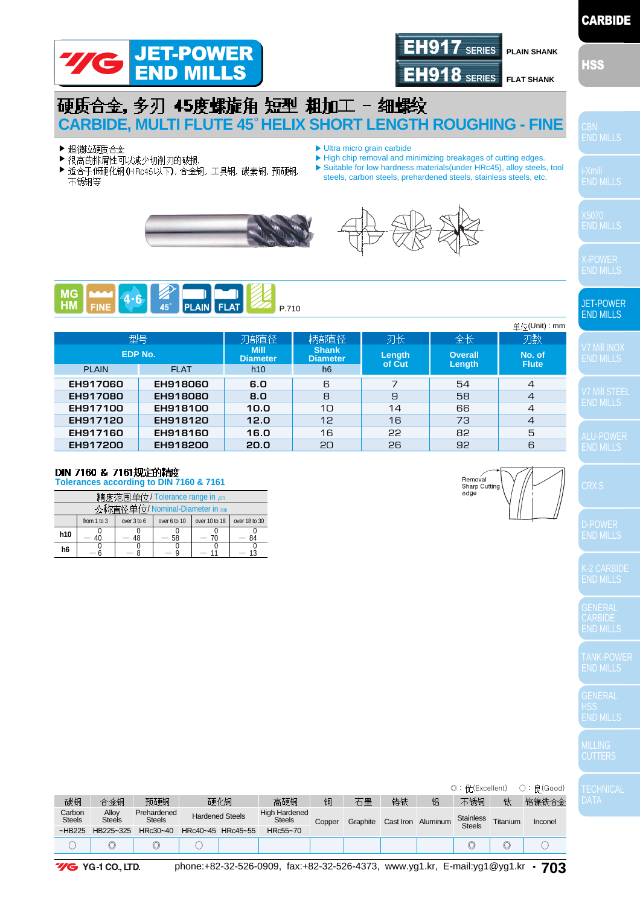# JET-POWER END MILLS

**EH917 SERIES** PLAIN SHANK
**EH918 SERIES** FLAT SHANK

## 硬质合金, 多刃 45度螺旋角 短型 粗加工 - 细螺纹
## CARBIDE, MULTI FLUTE 45° HELIX SHORT LENGTH ROUGHING - FINE

- 超微粒硬质合金
- 很高的排屑性可以减少切削刃的破损
- 适合于低硬化钢(HRc45以下), 合金钢, 工具钢, 碳素钢, 预硬钢, 不锈钢等

- Ultra micro grain carbide
- High chip removal and minimizing breakages of cutting edges.
- Suitable for low hardness materials(under HRc45), alloy steels, tool steels, carbon steels, prehardened steels, stainless steels, etc.

MG HM | FINE | 4·6 | 45° | PLAIN | FLAT   P.710

单位(Unit) : mm

| 型号 EDP No. PLAIN | FLAT | 刃部直径 Mill Diameter h10 | 柄部直径 Shank Diameter h6 | 刃长 Length of Cut | 全长 Overall Length | 刃数 No. of Flute |
|---|---|---|---|---|---|---|
| EH917060 | EH918060 | 6.0 | 6 | 7 | 54 | 4 |
| EH917080 | EH918080 | 8.0 | 8 | 9 | 58 | 4 |
| EH917100 | EH918100 | 10.0 | 10 | 14 | 66 | 4 |
| EH917120 | EH918120 | 12.0 | 12 | 16 | 73 | 4 |
| EH917160 | EH918160 | 16.0 | 16 | 22 | 82 | 5 |
| EH917200 | EH918200 | 20.0 | 20 | 26 | 92 | 6 |

### DIN 7160 & 7161规定的精度
### Tolerances according to DIN 7160 & 7161

精度范围单位/ Tolerance range in ㎛
公称直径单位/ Nominal-Diameter in ㎜

| | from 1 to 3 | over 3 to 6 | over 6 to 10 | over 10 to 18 | over 18 to 30 |
|---|---|---|---|---|---|
| h10 | 0 / −40 | 0 / −48 | 0 / −58 | 0 / −70 | 0 / −84 |
| h6 | 0 / −6 | 0 / −8 | 0 / −9 | 0 / −11 | 0 / −13 |

Removal Sharp Cutting edge

◎ : 优(Excellent)   ○ : 良(Good)

| 碳钢 Carbon Steels | 合金钢 Alloy Steels | 预硬钢 Prehardened Steels | 硬化钢 Hardened Steels | | 高硬钢 High Hardened Steels | 铜 Copper | 石墨 Graphite | 铸铁 Cast Iron | 铝 Aluminum | 不锈钢 Stainless Steels | 钛 Titanium | 铬镍铁合金 Inconel |
|---|---|---|---|---|---|---|---|---|---|---|---|---|
| ~HB225 | HB225~325 | HRc30~40 | HRc40~45 | HRc45~55 | HRc55~70 | | | | | | | |
| ○ | ◎ | ◎ | ○ | | | | | | | ◎ | ◎ | ○ |

YG-1 CO., LTD. phone:+82-32-526-0909, fax:+82-32-526-4373, www.yg1.kr, E-mail:yg1@yg1.kr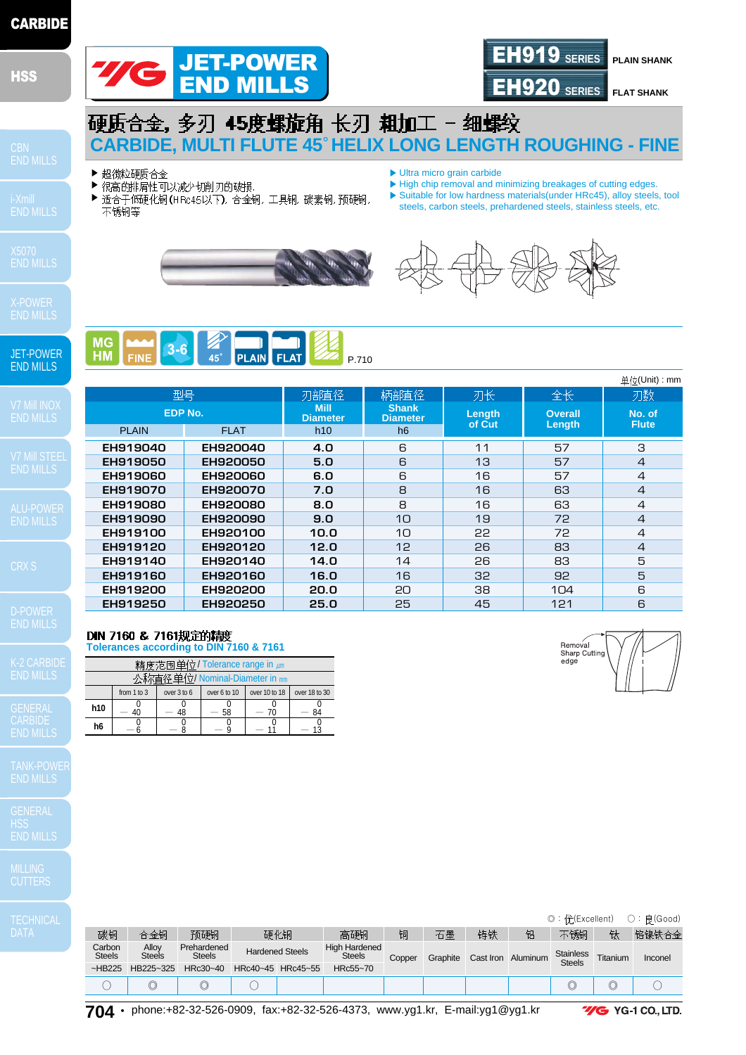# JET-POWER END MILLS

**EH919 SERIES** PLAIN SHANK
**EH920 SERIES** FLAT SHANK

## 硬质合金，多刃 45度螺旋角 长刃 粗加工 – 细螺纹
## CARBIDE, MULTI FLUTE 45° HELIX LONG LENGTH ROUGHING - FINE

- 超微粒硬质合金
- 很高的排屑性可以减少切削刃的破损.
- 适合于低硬化钢(HRc45以下), 合金钢, 工具钢, 碳素钢, 预硬钢, 不锈钢等

- Ultra micro grain carbide
- High chip removal and minimizing breakages of cutting edges.
- Suitable for low hardness materials(under HRc45), alloy steels, tool steels, carbon steels, prehardened steels, stainless steels, etc.

MG HM | FINE | 3-6 | 45° | PLAIN | FLAT | P.710

单位(Unit) : mm

| 型号 EDP No. PLAIN | FLAT | 刃部直径 Mill Diameter h10 | 柄部直径 Shank Diameter h6 | 刃长 Length of Cut | 全长 Overall Length | 刃数 No. of Flute |
|---|---|---|---|---|---|---|
| EH919040 | EH920040 | 4.0 | 6 | 11 | 57 | 3 |
| EH919050 | EH920050 | 5.0 | 6 | 13 | 57 | 4 |
| EH919060 | EH920060 | 6.0 | 6 | 16 | 57 | 4 |
| EH919070 | EH920070 | 7.0 | 8 | 16 | 63 | 4 |
| EH919080 | EH920080 | 8.0 | 8 | 16 | 63 | 4 |
| EH919090 | EH920090 | 9.0 | 10 | 19 | 72 | 4 |
| EH919100 | EH920100 | 10.0 | 10 | 22 | 72 | 4 |
| EH919120 | EH920120 | 12.0 | 12 | 26 | 83 | 4 |
| EH919140 | EH920140 | 14.0 | 14 | 26 | 83 | 5 |
| EH919160 | EH920160 | 16.0 | 16 | 32 | 92 | 5 |
| EH919200 | EH920200 | 20.0 | 20 | 38 | 104 | 6 |
| EH919250 | EH920250 | 25.0 | 25 | 45 | 121 | 6 |

### DIN 7160 & 7161规定的精度
### Tolerances according to DIN 7160 & 7161

精度范围单位/ Tolerance range in ㎛
公称直径单位/ Nominal-Diameter in ㎜

| | from 1 to 3 | over 3 to 6 | over 6 to 10 | over 10 to 18 | over 18 to 30 |
|---|---|---|---|---|---|
| h10 | 0 / −40 | 0 / −48 | 0 / −58 | 0 / −70 | 0 / −84 |
| h6 | 0 / −6 | 0 / −8 | 0 / −9 | 0 / −11 | 0 / −13 |

Removal Sharp Cutting edge

◎ : 优(Excellent)  ○ : 良(Good)

| 碳钢 Carbon Steels | 合金钢 Alloy Steels | 预硬钢 Prehardened Steels | 硬化钢 Hardened Steels | | 高硬钢 High Hardened Steels | 铜 Copper | 石墨 Graphite | 铸铁 Cast Iron | 铝 Aluminum | 不锈钢 Stainless Steels | 钛 Titanium | 铬镍铁合金 Inconel |
|---|---|---|---|---|---|---|---|---|---|---|---|---|
| ~HB225 | HB225~325 | HRc30~40 | HRc40~45 | HRc45~55 | HRc55~70 | | | | | | | |
| ○ | ◎ | ◎ | ○ | | | | | | | ◎ | ◎ | ○ |

phone:+82-32-526-0909, fax:+82-32-526-4373, www.yg1.kr, E-mail:yg1@yg1.kr

YG-1 CO., LTD.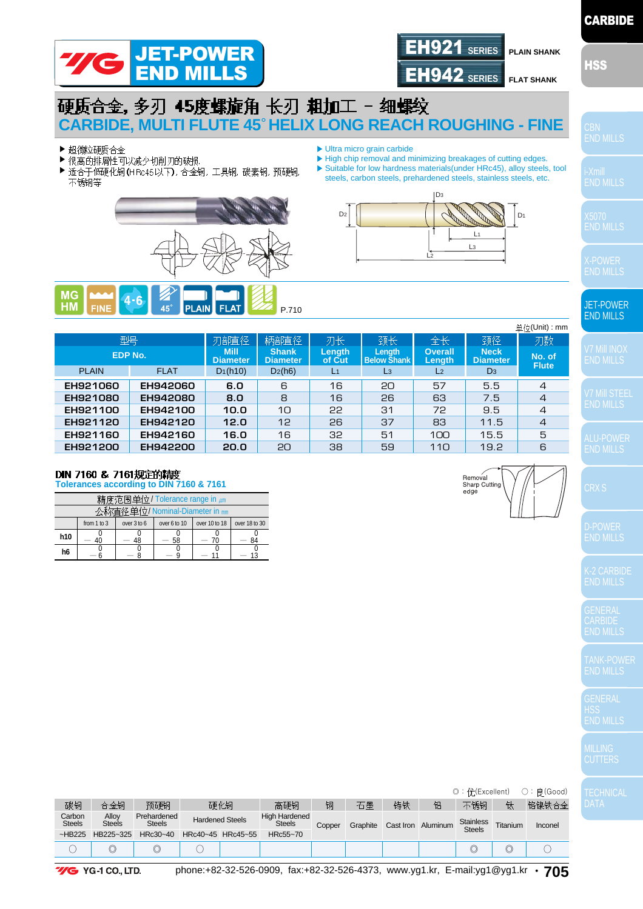# YG JET-POWER END MILLS

**EH921 SERIES** PLAIN SHANK
**EH942 SERIES** FLAT SHANK

## 硬质合金，多刃 45度螺旋角 长刃 粗加工 – 细螺纹
## CARBIDE, MULTI FLUTE 45° HELIX LONG REACH ROUGHING - FINE

- 超微粒硬质合金
- 很高的排屑性可以减少切削刃的破损
- 适合于低硬化钢(HRc45以下)，合金钢，工具钢，碳素钢，预硬钢，不锈钢等

- Ultra micro grain carbide
- High chip removal and minimizing breakages of cutting edges.
- Suitable for low hardness materials(under HRc45), alloy steels, tool steels, carbon steels, prehardened steels, stainless steels, etc.

MG HM | FINE | 4·6 | 45° | PLAIN | FLAT    P.710

单位(Unit) : mm

| 型号 EDP No. | | 刃部直径 Mill Diameter | 柄部直径 Shank Diameter | 刃长 Length of Cut | 颈长 Length Below Shank | 全长 Overall Length | 颈径 Neck Diameter | 刃数 No. of Flute |
|---|---|---|---|---|---|---|---|---|
| PLAIN | FLAT | D1(h10) | D2(h6) | L1 | L3 | L2 | D3 | |
| EH921060 | EH942060 | 6.0 | 6 | 16 | 20 | 57 | 5.5 | 4 |
| EH921080 | EH942080 | 8.0 | 8 | 16 | 26 | 63 | 7.5 | 4 |
| EH921100 | EH942100 | 10.0 | 10 | 22 | 31 | 72 | 9.5 | 4 |
| EH921120 | EH942120 | 12.0 | 12 | 26 | 37 | 83 | 11.5 | 4 |
| EH921160 | EH942160 | 16.0 | 16 | 32 | 51 | 100 | 15.5 | 5 |
| EH921200 | EH942200 | 20.0 | 20 | 38 | 59 | 110 | 19.2 | 6 |

### DIN 7160 & 7161规定的精度
### Tolerances according to DIN 7160 & 7161

精度范围单位 / Tolerance range in ㎛
公称直径单位 / Nominal-Diameter in ㎜

| | from 1 to 3 | over 3 to 6 | over 6 to 10 | over 10 to 18 | over 18 to 30 |
|---|---|---|---|---|---|
| h10 | 0 / −40 | 0 / −48 | 0 / −58 | 0 / −70 | 0 / −84 |
| h6 | 0 / −6 | 0 / −8 | 0 / −9 | 0 / −11 | 0 / −13 |

Removal Sharp Cutting edge

◎ : 优(Excellent)　○ : 良(Good)

| 碳钢 Carbon Steels | 合金钢 Alloy Steels | 预硬钢 Prehardened Steels | 硬化钢 Hardened Steels | | 高硬钢 High Hardened Steels | 铜 Copper | 石墨 Graphite | 铸铁 Cast Iron | 铝 Aluminum | 不锈钢 Stainless Steels | 钛 Titanium | 铬镍铁合金 Inconel |
|---|---|---|---|---|---|---|---|---|---|---|---|---|
| ~HB225 | HB225~325 | HRc30~40 | HRc40~45 | HRc45~55 | HRc55~70 | | | | | | | |
| ○ | ◎ | ◎ | ○ | | | | | | | ◎ | ◎ | ○ |

YG-1 CO., LTD. phone:+82-32-526-0909, fax:+82-32-526-4373, www.yg1.kr, E-mail:yg1@yg1.kr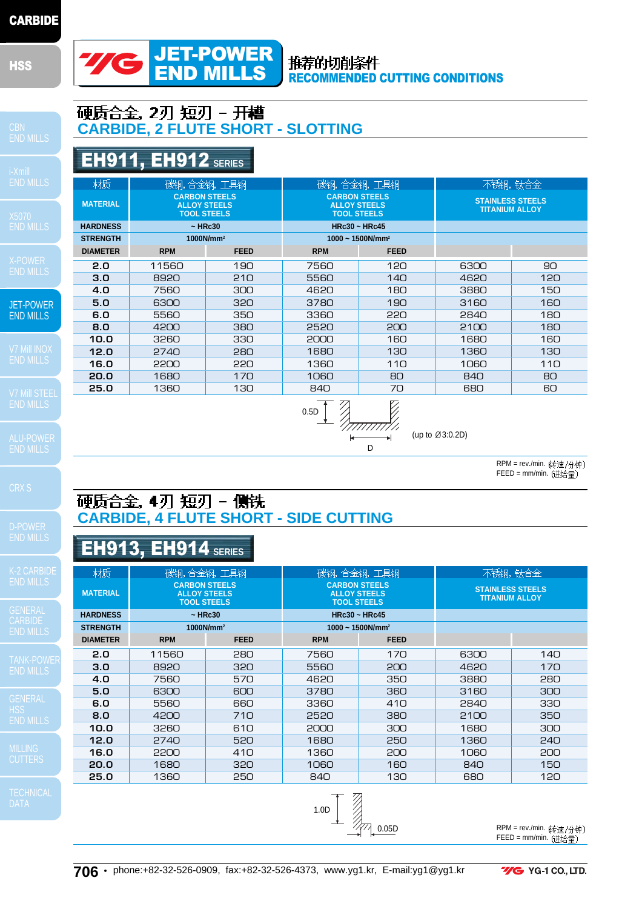# JET-POWER END MILLS

推荐的切削条件
**RECOMMENDED CUTTING CONDITIONS**

## 硬质合金, 2刃 短刃 – 开槽
## CARBIDE, 2 FLUTE SHORT - SLOTTING

### EH911, EH912 SERIES

| 材质 MATERIAL | 碳钢, 合金钢, 工具钢 CARBON STEELS ALLOY STEELS TOOL STEELS | | 碳钢, 合金钢, 工具钢 CARBON STEELS ALLOY STEELS TOOL STEELS | | 不锈钢, 钛合金 STAINLESS STEELS TITANIUM ALLOY | |
|---|---|---|---|---|---|---|
| HARDNESS | ~ HRc30 | | HRc30 ~ HRc45 | | | |
| STRENGTH | 1000N/mm² | | 1000 ~ 1500N/mm² | | | |
| DIAMETER | RPM | FEED | RPM | FEED | | |
| 2.0 | 11560 | 190 | 7560 | 120 | 6300 | 90 |
| 3.0 | 8920 | 210 | 5560 | 140 | 4620 | 120 |
| 4.0 | 7560 | 300 | 4620 | 180 | 3880 | 150 |
| 5.0 | 6300 | 320 | 3780 | 190 | 3160 | 160 |
| 6.0 | 5560 | 350 | 3360 | 220 | 2840 | 180 |
| 8.0 | 4200 | 380 | 2520 | 200 | 2100 | 180 |
| 10.0 | 3260 | 330 | 2000 | 160 | 1680 | 160 |
| 12.0 | 2740 | 280 | 1680 | 130 | 1360 | 130 |
| 16.0 | 2200 | 220 | 1360 | 110 | 1060 | 110 |
| 20.0 | 1680 | 170 | 1060 | 80 | 840 | 80 |
| 25.0 | 1360 | 130 | 840 | 70 | 680 | 60 |

0.5D

D

(up to Ø3:0.2D)

RPM = rev./min. (转速/分钟)
FEED = mm/min. (进给量)

## 硬质合金, 4刃 短刃 – 侧铣
## CARBIDE, 4 FLUTE SHORT - SIDE CUTTING

### EH913, EH914 SERIES

| 材质 MATERIAL | 碳钢, 合金钢, 工具钢 CARBON STEELS ALLOY STEELS TOOL STEELS | | 碳钢, 合金钢, 工具钢 CARBON STEELS ALLOY STEELS TOOL STEELS | | 不锈钢, 钛合金 STAINLESS STEELS TITANIUM ALLOY | |
|---|---|---|---|---|---|---|
| HARDNESS | ~ HRc30 | | HRc30 ~ HRc45 | | | |
| STRENGTH | 1000N/mm² | | 1000 ~ 1500N/mm² | | | |
| DIAMETER | RPM | FEED | RPM | FEED | | |
| 2.0 | 11560 | 280 | 7560 | 170 | 6300 | 140 |
| 3.0 | 8920 | 320 | 5560 | 200 | 4620 | 170 |
| 4.0 | 7560 | 570 | 4620 | 350 | 3880 | 280 |
| 5.0 | 6300 | 600 | 3780 | 360 | 3160 | 300 |
| 6.0 | 5560 | 660 | 3360 | 410 | 2840 | 330 |
| 8.0 | 4200 | 710 | 2520 | 380 | 2100 | 350 |
| 10.0 | 3260 | 610 | 2000 | 300 | 1680 | 300 |
| 12.0 | 2740 | 520 | 1680 | 250 | 1360 | 240 |
| 16.0 | 2200 | 410 | 1360 | 200 | 1060 | 200 |
| 20.0 | 1680 | 320 | 1060 | 160 | 840 | 150 |
| 25.0 | 1360 | 250 | 840 | 130 | 680 | 120 |

1.0D

0.05D

RPM = rev./min. (转速/分钟)
FEED = mm/min. (进给量)

phone:+82-32-526-0909, fax:+82-32-526-4373, www.yg1.kr, E-mail:yg1@yg1.kr

YG-1 CO., LTD.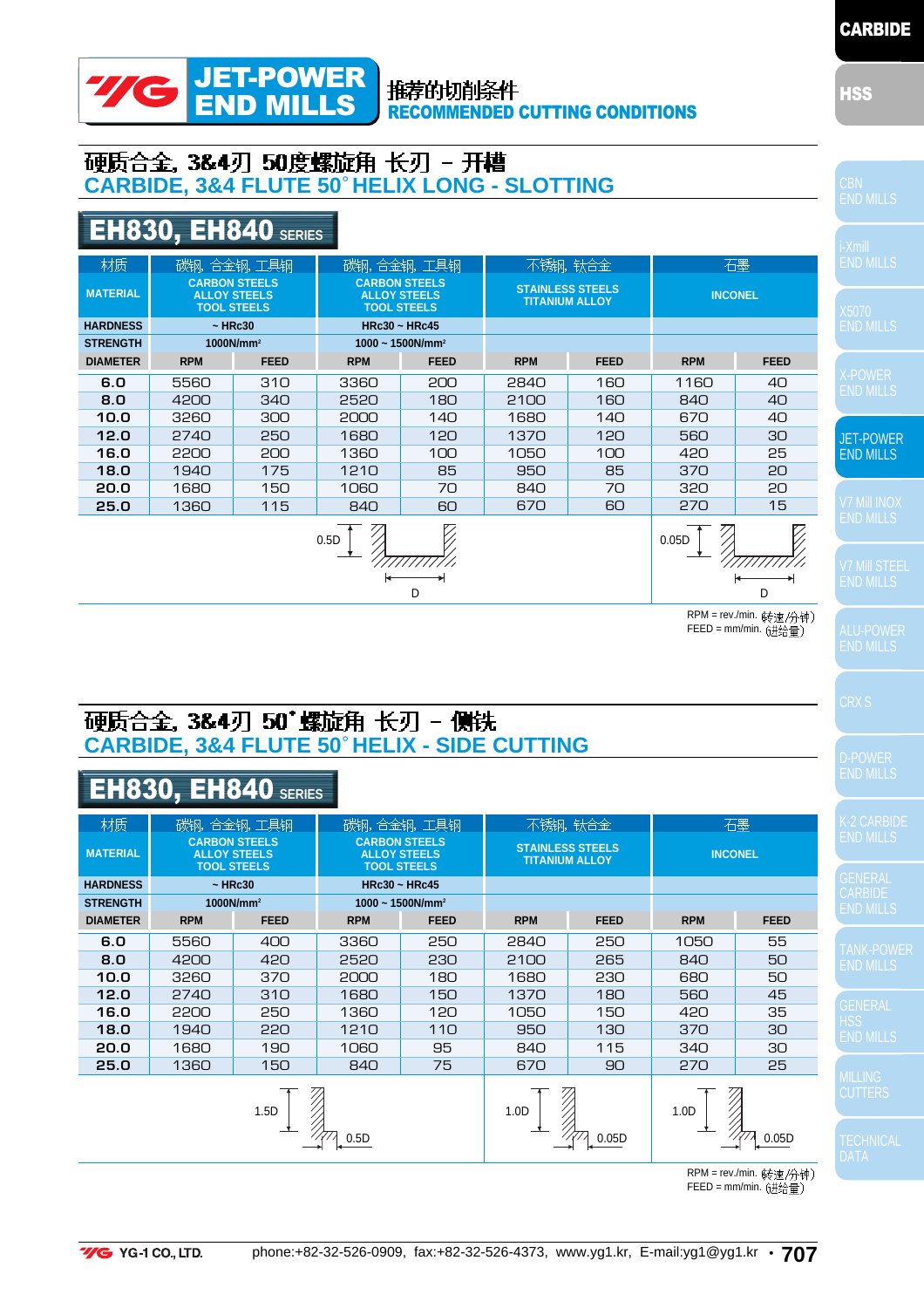# JET-POWER END MILLS

推荐的切削条件
RECOMMENDED CUTTING CONDITIONS

## 硬质合金, 3&4刃 50度螺旋角 长刃 – 开槽
## CARBIDE, 3&4 FLUTE 50° HELIX LONG - SLOTTING

### EH830, EH840 SERIES

| 材质 MATERIAL | 碳钢, 合金钢, 工具钢 CARBON STEELS ALLOY STEELS TOOL STEELS | | 碳钢, 合金钢, 工具钢 CARBON STEELS ALLOY STEELS TOOL STEELS | | 不锈钢, 钛合金 STAINLESS STEELS TITANIUM ALLOY | | 石墨 INCONEL | |
|---|---|---|---|---|---|---|---|---|
| HARDNESS | ~ HRc30 | | HRc30 ~ HRc45 | | | | | |
| STRENGTH | 1000N/mm² | | 1000 ~ 1500N/mm² | | | | | |
| DIAMETER | RPM | FEED | RPM | FEED | RPM | FEED | RPM | FEED |
| 6.0 | 5560 | 310 | 3360 | 200 | 2840 | 160 | 1160 | 40 |
| 8.0 | 4200 | 340 | 2520 | 180 | 2100 | 160 | 840 | 40 |
| 10.0 | 3260 | 300 | 2000 | 140 | 1680 | 140 | 670 | 40 |
| 12.0 | 2740 | 250 | 1680 | 120 | 1370 | 120 | 560 | 30 |
| 16.0 | 2200 | 200 | 1360 | 100 | 1050 | 100 | 420 | 25 |
| 18.0 | 1940 | 175 | 1210 | 85 | 950 | 85 | 370 | 20 |
| 20.0 | 1680 | 150 | 1060 | 70 | 840 | 70 | 320 | 20 |
| 25.0 | 1360 | 115 | 840 | 60 | 670 | 60 | 270 | 15 |

0.5D, D (Carbon/Alloy/Tool steels, Stainless steels) — 0.05D, D (Inconel)

RPM = rev./min. (转速/分钟)
FEED = mm/min. (进给量)

## 硬质合金, 3&4刃 50°螺旋角 长刃 – 侧铣
## CARBIDE, 3&4 FLUTE 50° HELIX - SIDE CUTTING

### EH830, EH840 SERIES

| 材质 MATERIAL | 碳钢, 合金钢, 工具钢 CARBON STEELS ALLOY STEELS TOOL STEELS | | 碳钢, 合金钢, 工具钢 CARBON STEELS ALLOY STEELS TOOL STEELS | | 不锈钢, 钛合金 STAINLESS STEELS TITANIUM ALLOY | | 石墨 INCONEL | |
|---|---|---|---|---|---|---|---|---|
| HARDNESS | ~ HRc30 | | HRc30 ~ HRc45 | | | | | |
| STRENGTH | 1000N/mm² | | 1000 ~ 1500N/mm² | | | | | |
| DIAMETER | RPM | FEED | RPM | FEED | RPM | FEED | RPM | FEED |
| 6.0 | 5560 | 400 | 3360 | 250 | 2840 | 250 | 1050 | 55 |
| 8.0 | 4200 | 420 | 2520 | 230 | 2100 | 265 | 840 | 50 |
| 10.0 | 3260 | 370 | 2000 | 180 | 1680 | 230 | 680 | 50 |
| 12.0 | 2740 | 310 | 1680 | 150 | 1370 | 180 | 560 | 45 |
| 16.0 | 2200 | 250 | 1360 | 120 | 1050 | 150 | 420 | 35 |
| 18.0 | 1940 | 220 | 1210 | 110 | 950 | 130 | 370 | 30 |
| 20.0 | 1680 | 190 | 1060 | 95 | 840 | 115 | 340 | 30 |
| 25.0 | 1360 | 150 | 840 | 75 | 670 | 90 | 270 | 25 |

1.5D, 0.5D (Carbon/Alloy/Tool steels) — 1.0D, 0.05D (Stainless steels) — 1.0D, 0.05D (Inconel)

RPM = rev./min. (转速/分钟)
FEED = mm/min. (进给量)

YG-1 CO., LTD. phone:+82-32-526-0909, fax:+82-32-526-4373, www.yg1.kr, E-mail:yg1@yg1.kr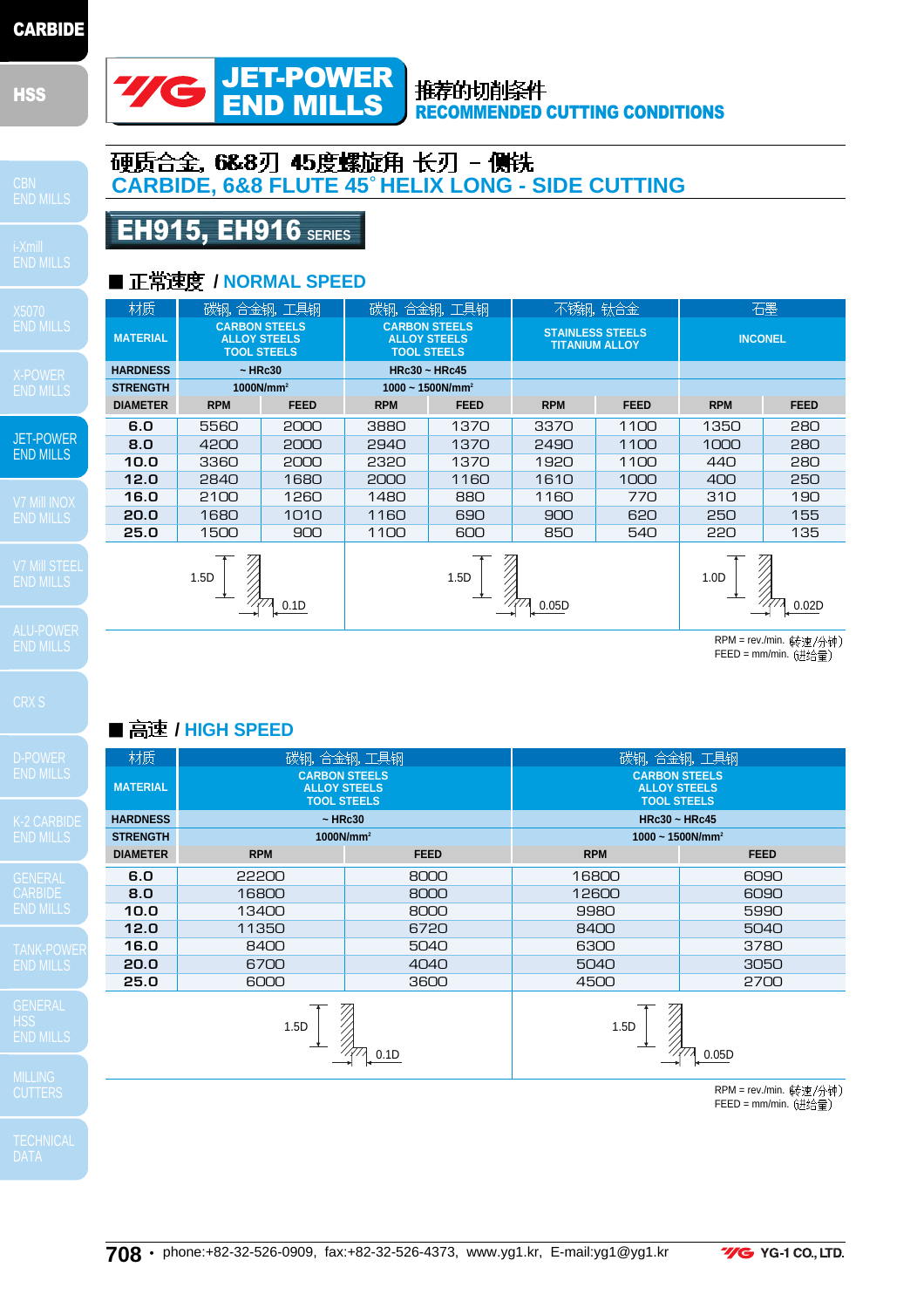# JET-POWER END MILLS

推荐的切削条件
**RECOMMENDED CUTTING CONDITIONS**

## 硬质合金, 6&8刃 45度螺旋角 长刃 – 侧铣
## CARBIDE, 6&8 FLUTE 45° HELIX LONG - SIDE CUTTING

**EH915, EH916 SERIES**

### ■ 正常速度 / NORMAL SPEED

| 材质 MATERIAL | 碳钢, 合金钢, 工具钢 CARBON STEELS ALLOY STEELS TOOL STEELS | | 碳钢, 合金钢, 工具钢 CARBON STEELS ALLOY STEELS TOOL STEELS | | 不锈钢, 钛合金 STAINLESS STEELS TITANIUM ALLOY | | 石墨 INCONEL | |
|---|---|---|---|---|---|---|---|---|
| HARDNESS | ~ HRc30 | | HRc30 ~ HRc45 | | | | | |
| STRENGTH | 1000N/mm² | | 1000 ~ 1500N/mm² | | | | | |
| DIAMETER | RPM | FEED | RPM | FEED | RPM | FEED | RPM | FEED |
| 6.0 | 5560 | 2000 | 3880 | 1370 | 3370 | 1100 | 1350 | 280 |
| 8.0 | 4200 | 2000 | 2940 | 1370 | 2490 | 1100 | 1000 | 280 |
| 10.0 | 3360 | 2000 | 2320 | 1370 | 1920 | 1100 | 440 | 280 |
| 12.0 | 2840 | 1680 | 2000 | 1160 | 1610 | 1000 | 400 | 250 |
| 16.0 | 2100 | 1260 | 1480 | 880 | 1160 | 770 | 310 | 190 |
| 20.0 | 1680 | 1010 | 1160 | 690 | 900 | 620 | 250 | 155 |
| 25.0 | 1500 | 900 | 1100 | 600 | 850 | 540 | 220 | 135 |
| | 1.5D / 0.1D | | | | 1.5D / 0.05D | | 1.0D / 0.02D | |

RPM = rev./min. (转速/分钟)
FEED = mm/min. (进给量)

### ■ 高速 / HIGH SPEED

| 材质 MATERIAL | 碳钢, 合金钢, 工具钢 CARBON STEELS ALLOY STEELS TOOL STEELS | | 碳钢, 合金钢, 工具钢 CARBON STEELS ALLOY STEELS TOOL STEELS | |
|---|---|---|---|---|
| HARDNESS | ~ HRc30 | | HRc30 ~ HRc45 | |
| STRENGTH | 1000N/mm² | | 1000 ~ 1500N/mm² | |
| DIAMETER | RPM | FEED | RPM | FEED |
| 6.0 | 22200 | 8000 | 16800 | 6090 |
| 8.0 | 16800 | 8000 | 12600 | 6090 |
| 10.0 | 13400 | 8000 | 9980 | 5990 |
| 12.0 | 11350 | 6720 | 8400 | 5040 |
| 16.0 | 8400 | 5040 | 6300 | 3780 |
| 20.0 | 6700 | 4040 | 5040 | 3050 |
| 25.0 | 6000 | 3600 | 4500 | 2700 |
| | 1.5D / 0.1D | | 1.5D / 0.05D | |

RPM = rev./min. (转速/分钟)
FEED = mm/min. (进给量)

phone:+82-32-526-0909, fax:+82-32-526-4373, www.yg1.kr, E-mail:yg1@yg1.kr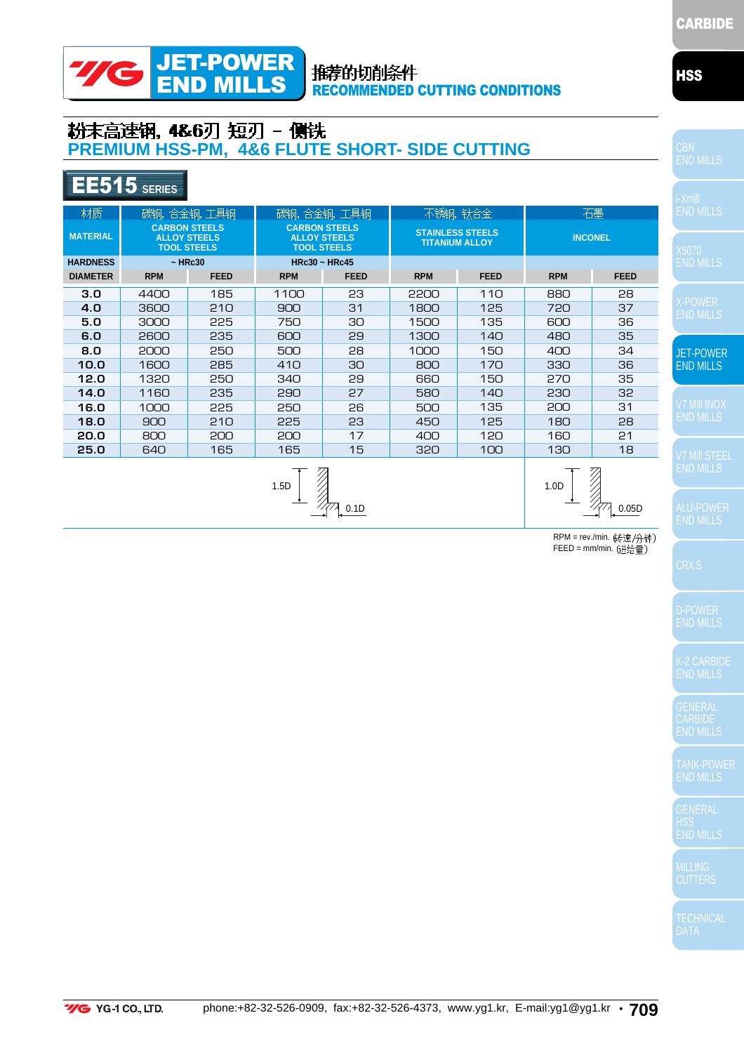# JET-POWER END MILLS

推荐的切削条件
**RECOMMENDED CUTTING CONDITIONS**

## 粉末高速钢, 4&6刃 短刃 – 侧铣
## PREMIUM HSS-PM, 4&6 FLUTE SHORT- SIDE CUTTING

### EE515 SERIES

| 材质 MATERIAL | 碳钢, 合金钢, 工具钢 CARBON STEELS ALLOY STEELS TOOL STEELS | | 碳钢, 合金钢, 工具钢 CARBON STEELS ALLOY STEELS TOOL STEELS | | 不锈钢, 钛合金 STAINLESS STEELS TITANIUM ALLOY | | 石墨 INCONEL | |
|---|---|---|---|---|---|---|---|---|
| HARDNESS | ~ HRc30 | | HRc30 ~ HRc45 | | | | | |
| DIAMETER | RPM | FEED | RPM | FEED | RPM | FEED | RPM | FEED |
| 3.0 | 4400 | 185 | 1100 | 23 | 2200 | 110 | 880 | 28 |
| 4.0 | 3600 | 210 | 900 | 31 | 1800 | 125 | 720 | 37 |
| 5.0 | 3000 | 225 | 750 | 30 | 1500 | 135 | 600 | 36 |
| 6.0 | 2600 | 235 | 600 | 29 | 1300 | 140 | 480 | 35 |
| 8.0 | 2000 | 250 | 500 | 28 | 1000 | 150 | 400 | 34 |
| 10.0 | 1600 | 285 | 410 | 30 | 800 | 170 | 330 | 36 |
| 12.0 | 1320 | 250 | 340 | 29 | 660 | 150 | 270 | 35 |
| 14.0 | 1160 | 235 | 290 | 27 | 580 | 140 | 230 | 32 |
| 16.0 | 1000 | 225 | 250 | 26 | 500 | 135 | 200 | 31 |
| 18.0 | 900 | 210 | 225 | 23 | 450 | 125 | 180 | 28 |
| 20.0 | 800 | 200 | 200 | 17 | 400 | 120 | 160 | 21 |
| 25.0 | 640 | 165 | 165 | 15 | 320 | 100 | 130 | 18 |

1.5D / 0.1D (carbon steels, alloy steels, tool steels, stainless steels, titanium alloy)

1.0D / 0.05D (inconel)

RPM = rev./min. (转速/分钟)
FEED = mm/min. (进给量)

YG-1 CO., LTD. phone:+82-32-526-0909, fax:+82-32-526-4373, www.yg1.kr, E-mail:yg1@yg1.kr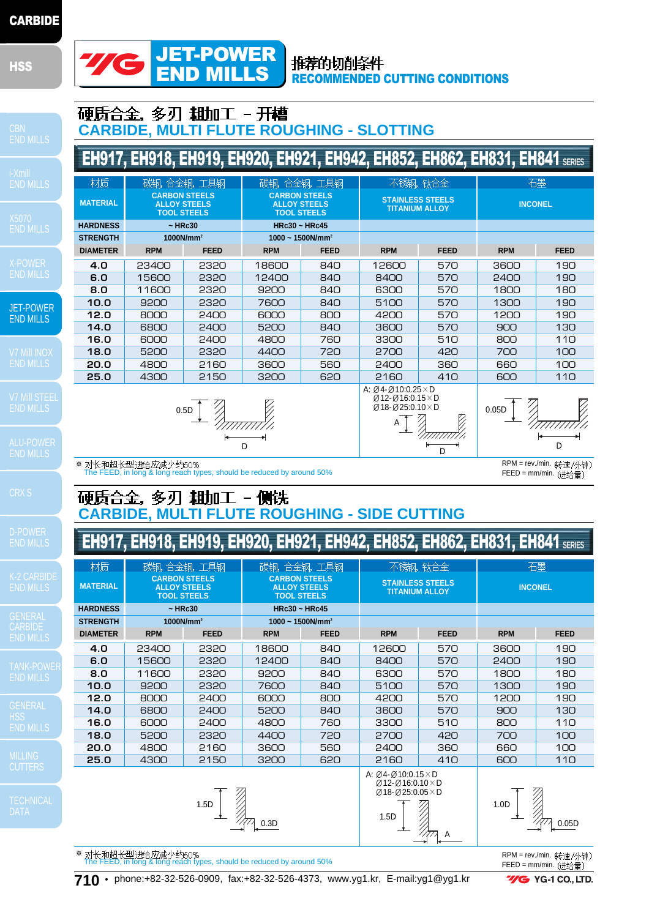# JET-POWER END MILLS

推荐的切削条件
RECOMMENDED CUTTING CONDITIONS

## 硬质合金，多刃 粗加工 – 开槽
## CARBIDE, MULTI FLUTE ROUGHING - SLOTTING

### EH917, EH918, EH919, EH920, EH921, EH942, EH852, EH862, EH831, EH841 SERIES

| 材质 MATERIAL | 碳钢, 合金钢, 工具钢 CARBON STEELS ALLOY STEELS TOOL STEELS | | 碳钢, 合金钢, 工具钢 CARBON STEELS ALLOY STEELS TOOL STEELS | | 不锈钢, 钛合金 STAINLESS STEELS TITANIUM ALLOY | | 石墨 INCONEL | |
|---|---|---|---|---|---|---|---|---|
| HARDNESS | ~ HRc30 | | HRc30 ~ HRc45 | | | | | |
| STRENGTH | 1000N/mm² | | 1000 ~ 1500N/mm² | | | | | |
| DIAMETER | RPM | FEED | RPM | FEED | RPM | FEED | RPM | FEED |
| 4.0 | 23400 | 2320 | 18600 | 840 | 12600 | 570 | 3600 | 190 |
| 6.0 | 15600 | 2320 | 12400 | 840 | 8400 | 570 | 2400 | 190 |
| 8.0 | 11600 | 2320 | 9200 | 840 | 6300 | 570 | 1800 | 180 |
| 10.0 | 9200 | 2320 | 7600 | 840 | 5100 | 570 | 1300 | 190 |
| 12.0 | 8000 | 2400 | 6000 | 800 | 4200 | 570 | 1200 | 190 |
| 14.0 | 6800 | 2400 | 5200 | 840 | 3600 | 570 | 900 | 130 |
| 16.0 | 6000 | 2400 | 4800 | 760 | 3300 | 510 | 800 | 110 |
| 18.0 | 5200 | 2320 | 4400 | 720 | 2700 | 420 | 700 | 100 |
| 20.0 | 4800 | 2160 | 3600 | 560 | 2400 | 360 | 660 | 100 |
| 25.0 | 4300 | 2150 | 3200 | 620 | 2160 | 410 | 600 | 110 |

0.5D, D

A: Ø4-Ø10:0.25×D
Ø12-Ø16:0.15×D
Ø18-Ø25:0.10×D

0.05D, D

※ 对长和超长型进给应减少约50%
The FEED, in long & long reach types, should be reduced by around 50%

RPM = rev./min. (转速/分钟)
FEED = mm/min. (进给量)

## 硬质合金，多刃 粗加工 – 侧铣
## CARBIDE, MULTI FLUTE ROUGHING - SIDE CUTTING

### EH917, EH918, EH919, EH920, EH921, EH942, EH852, EH862, EH831, EH841 SERIES

| 材质 MATERIAL | 碳钢, 合金钢, 工具钢 CARBON STEELS ALLOY STEELS TOOL STEELS | | 碳钢, 合金钢, 工具钢 CARBON STEELS ALLOY STEELS TOOL STEELS | | 不锈钢, 钛合金 STAINLESS STEELS TITANIUM ALLOY | | 石墨 INCONEL | |
|---|---|---|---|---|---|---|---|---|
| HARDNESS | ~ HRc30 | | HRc30 ~ HRc45 | | | | | |
| STRENGTH | 1000N/mm² | | 1000 ~ 1500N/mm² | | | | | |
| DIAMETER | RPM | FEED | RPM | FEED | RPM | FEED | RPM | FEED |
| 4.0 | 23400 | 2320 | 18600 | 840 | 12600 | 570 | 3600 | 190 |
| 6.0 | 15600 | 2320 | 12400 | 840 | 8400 | 570 | 2400 | 190 |
| 8.0 | 11600 | 2320 | 9200 | 840 | 6300 | 570 | 1800 | 180 |
| 10.0 | 9200 | 2320 | 7600 | 840 | 5100 | 570 | 1300 | 190 |
| 12.0 | 8000 | 2400 | 6000 | 800 | 4200 | 570 | 1200 | 190 |
| 14.0 | 6800 | 2400 | 5200 | 840 | 3600 | 570 | 900 | 130 |
| 16.0 | 6000 | 2400 | 4800 | 760 | 3300 | 510 | 800 | 110 |
| 18.0 | 5200 | 2320 | 4400 | 720 | 2700 | 420 | 700 | 100 |
| 20.0 | 4800 | 2160 | 3600 | 560 | 2400 | 360 | 660 | 100 |
| 25.0 | 4300 | 2150 | 3200 | 620 | 2160 | 410 | 600 | 110 |

1.5D, 0.3D

A: Ø4-Ø10:0.15×D
Ø12-Ø16:0.10×D
Ø18-Ø25:0.05×D

1.5D, A

1.0D, 0.05D

※ 对长和超长型进给应减少约50%
The FEED, in long & long reach types, should be reduced by around 50%

RPM = rev./min. (转速/分钟)
FEED = mm/min. (进给量)

phone:+82-32-526-0909, fax:+82-32-526-4373, www.yg1.kr, E-mail:yg1@yg1.kr
YG-1 CO., LTD.